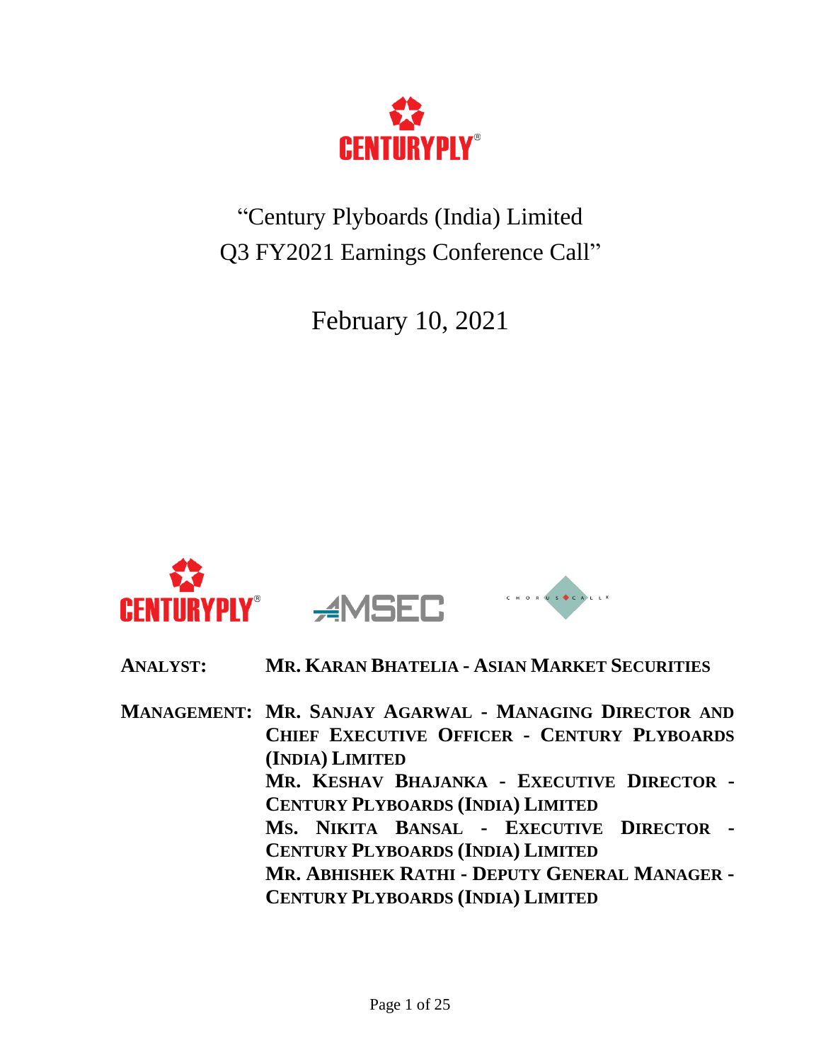# "Century Plyboards (India) Limited Q3 FY2021 Earnings Conference Call"

February 10, 2021

**ANALYST:** **MR. KARAN BHATELIA - ASIAN MARKET SECURITIES**

**MANAGEMENT:** **MR. SANJAY AGARWAL - MANAGING DIRECTOR AND CHIEF EXECUTIVE OFFICER - CENTURY PLYBOARDS (INDIA) LIMITED**

**MR. KESHAV BHAJANKA - EXECUTIVE DIRECTOR - CENTURY PLYBOARDS (INDIA) LIMITED**

**MS. NIKITA BANSAL - EXECUTIVE DIRECTOR - CENTURY PLYBOARDS (INDIA) LIMITED**

**MR. ABHISHEK RATHI - DEPUTY GENERAL MANAGER - CENTURY PLYBOARDS (INDIA) LIMITED**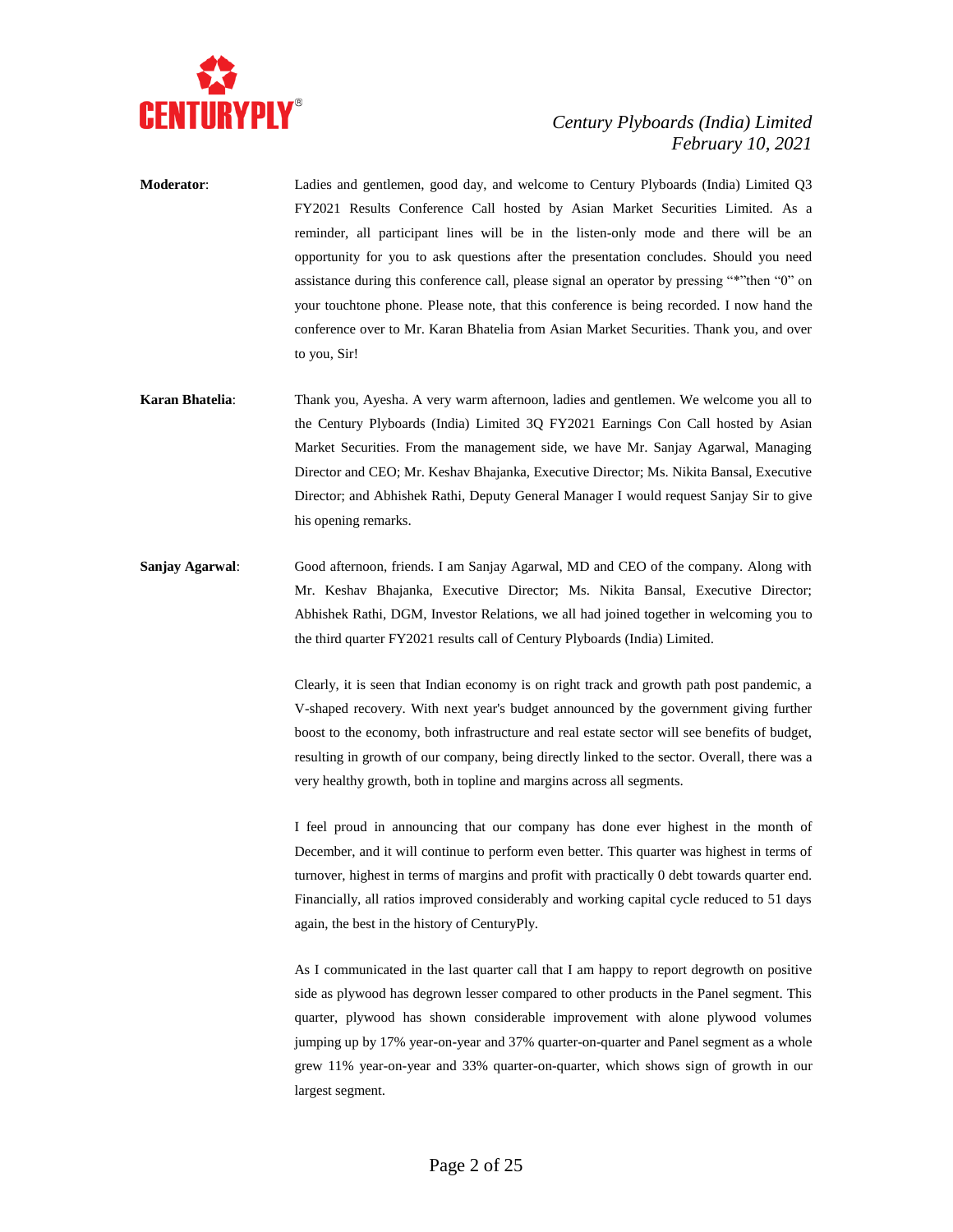**Moderator**: Ladies and gentlemen, good day, and welcome to Century Plyboards (India) Limited Q3 FY2021 Results Conference Call hosted by Asian Market Securities Limited. As a reminder, all participant lines will be in the listen-only mode and there will be an opportunity for you to ask questions after the presentation concludes. Should you need assistance during this conference call, please signal an operator by pressing "*"then "0" on your touchtone phone. Please note, that this conference is being recorded. I now hand the conference over to Mr. Karan Bhatelia from Asian Market Securities. Thank you, and over to you, Sir!

**Karan Bhatelia**: Thank you, Ayesha. A very warm afternoon, ladies and gentlemen. We welcome you all to the Century Plyboards (India) Limited 3Q FY2021 Earnings Con Call hosted by Asian Market Securities. From the management side, we have Mr. Sanjay Agarwal, Managing Director and CEO; Mr. Keshav Bhajanka, Executive Director; Ms. Nikita Bansal, Executive Director; and Abhishek Rathi, Deputy General Manager I would request Sanjay Sir to give his opening remarks.

**Sanjay Agarwal**: Good afternoon, friends. I am Sanjay Agarwal, MD and CEO of the company. Along with Mr. Keshav Bhajanka, Executive Director; Ms. Nikita Bansal, Executive Director; Abhishek Rathi, DGM, Investor Relations, we all had joined together in welcoming you to the third quarter FY2021 results call of Century Plyboards (India) Limited.

Clearly, it is seen that Indian economy is on right track and growth path post pandemic, a V-shaped recovery. With next year's budget announced by the government giving further boost to the economy, both infrastructure and real estate sector will see benefits of budget, resulting in growth of our company, being directly linked to the sector. Overall, there was a very healthy growth, both in topline and margins across all segments.

I feel proud in announcing that our company has done ever highest in the month of December, and it will continue to perform even better. This quarter was highest in terms of turnover, highest in terms of margins and profit with practically 0 debt towards quarter end. Financially, all ratios improved considerably and working capital cycle reduced to 51 days again, the best in the history of CenturyPly.

As I communicated in the last quarter call that I am happy to report degrowth on positive side as plywood has degrown lesser compared to other products in the Panel segment. This quarter, plywood has shown considerable improvement with alone plywood volumes jumping up by 17% year-on-year and 37% quarter-on-quarter and Panel segment as a whole grew 11% year-on-year and 33% quarter-on-quarter, which shows sign of growth in our largest segment.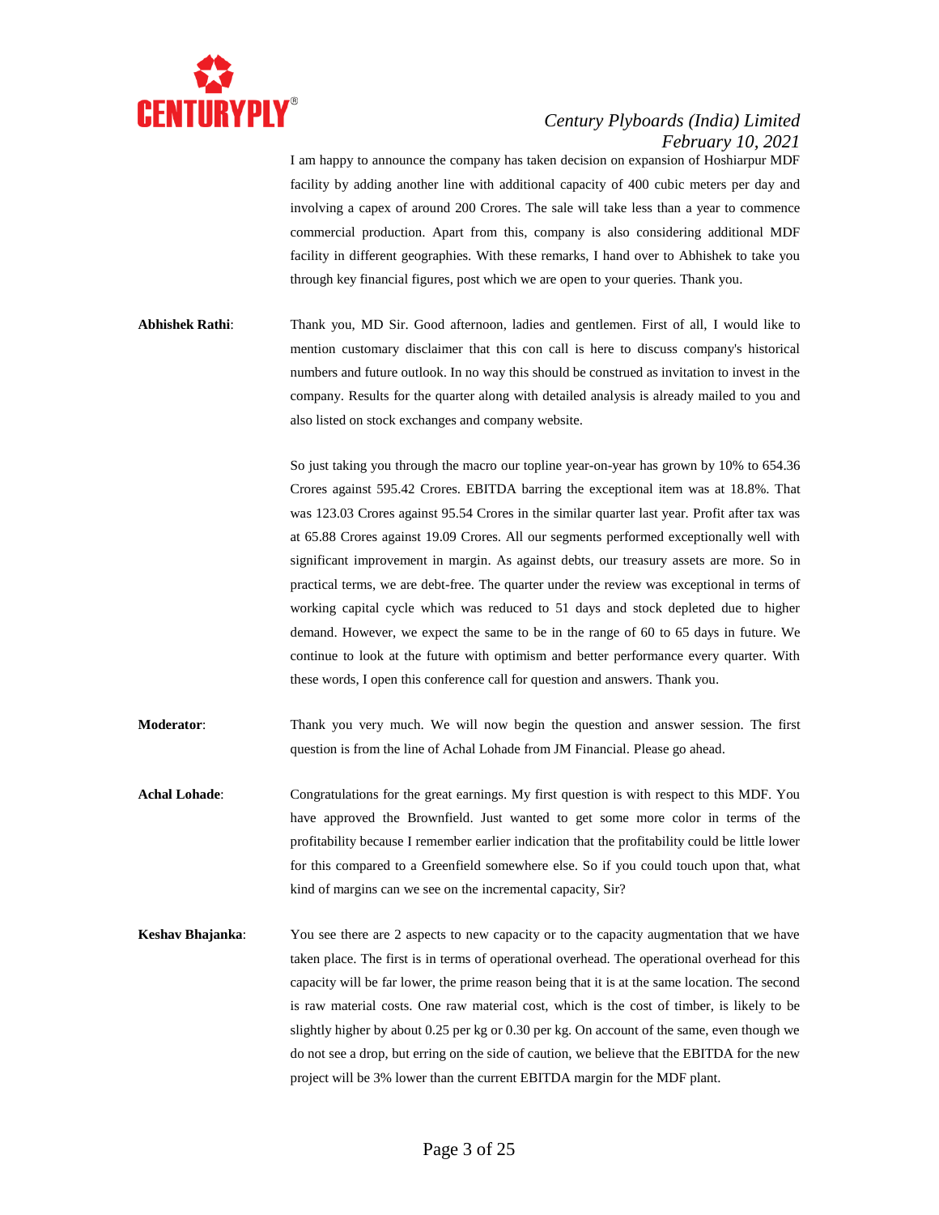I am happy to announce the company has taken decision on expansion of Hoshiarpur MDF facility by adding another line with additional capacity of 400 cubic meters per day and involving a capex of around 200 Crores. The sale will take less than a year to commence commercial production. Apart from this, company is also considering additional MDF facility in different geographies. With these remarks, I hand over to Abhishek to take you through key financial figures, post which we are open to your queries. Thank you.

**Abhishek Rathi**: Thank you, MD Sir. Good afternoon, ladies and gentlemen. First of all, I would like to mention customary disclaimer that this con call is here to discuss company's historical numbers and future outlook. In no way this should be construed as invitation to invest in the company. Results for the quarter along with detailed analysis is already mailed to you and also listed on stock exchanges and company website.

So just taking you through the macro our topline year-on-year has grown by 10% to 654.36 Crores against 595.42 Crores. EBITDA barring the exceptional item was at 18.8%. That was 123.03 Crores against 95.54 Crores in the similar quarter last year. Profit after tax was at 65.88 Crores against 19.09 Crores. All our segments performed exceptionally well with significant improvement in margin. As against debts, our treasury assets are more. So in practical terms, we are debt-free. The quarter under the review was exceptional in terms of working capital cycle which was reduced to 51 days and stock depleted due to higher demand. However, we expect the same to be in the range of 60 to 65 days in future. We continue to look at the future with optimism and better performance every quarter. With these words, I open this conference call for question and answers. Thank you.

**Moderator**: Thank you very much. We will now begin the question and answer session. The first question is from the line of Achal Lohade from JM Financial. Please go ahead.

**Achal Lohade**: Congratulations for the great earnings. My first question is with respect to this MDF. You have approved the Brownfield. Just wanted to get some more color in terms of the profitability because I remember earlier indication that the profitability could be little lower for this compared to a Greenfield somewhere else. So if you could touch upon that, what kind of margins can we see on the incremental capacity, Sir?

**Keshav Bhajanka**: You see there are 2 aspects to new capacity or to the capacity augmentation that we have taken place. The first is in terms of operational overhead. The operational overhead for this capacity will be far lower, the prime reason being that it is at the same location. The second is raw material costs. One raw material cost, which is the cost of timber, is likely to be slightly higher by about 0.25 per kg or 0.30 per kg. On account of the same, even though we do not see a drop, but erring on the side of caution, we believe that the EBITDA for the new project will be 3% lower than the current EBITDA margin for the MDF plant.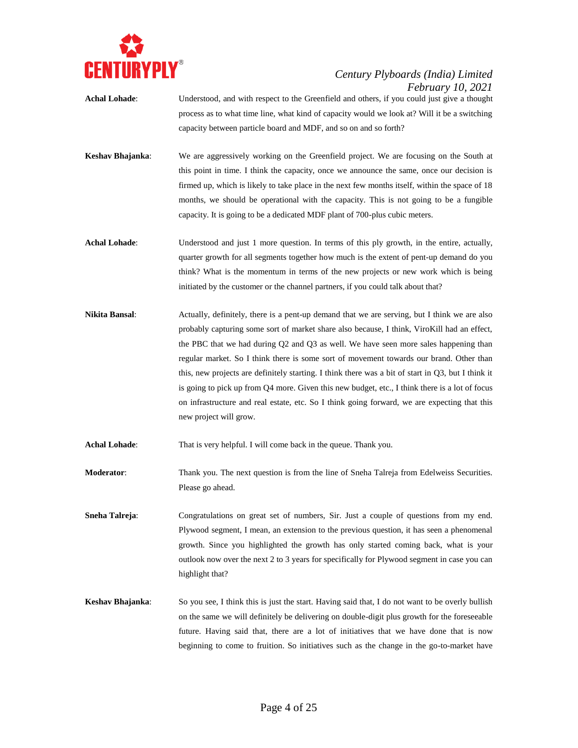**Achal Lohade**: Understood, and with respect to the Greenfield and others, if you could just give a thought process as to what time line, what kind of capacity would we look at? Will it be a switching capacity between particle board and MDF, and so on and so forth?

**Keshav Bhajanka**: We are aggressively working on the Greenfield project. We are focusing on the South at this point in time. I think the capacity, once we announce the same, once our decision is firmed up, which is likely to take place in the next few months itself, within the space of 18 months, we should be operational with the capacity. This is not going to be a fungible capacity. It is going to be a dedicated MDF plant of 700-plus cubic meters.

**Achal Lohade**: Understood and just 1 more question. In terms of this ply growth, in the entire, actually, quarter growth for all segments together how much is the extent of pent-up demand do you think? What is the momentum in terms of the new projects or new work which is being initiated by the customer or the channel partners, if you could talk about that?

**Nikita Bansal**: Actually, definitely, there is a pent-up demand that we are serving, but I think we are also probably capturing some sort of market share also because, I think, ViroKill had an effect, the PBC that we had during Q2 and Q3 as well. We have seen more sales happening than regular market. So I think there is some sort of movement towards our brand. Other than this, new projects are definitely starting. I think there was a bit of start in Q3, but I think it is going to pick up from Q4 more. Given this new budget, etc., I think there is a lot of focus on infrastructure and real estate, etc. So I think going forward, we are expecting that this new project will grow.

**Achal Lohade**: That is very helpful. I will come back in the queue. Thank you.

**Moderator**: Thank you. The next question is from the line of Sneha Talreja from Edelweiss Securities. Please go ahead.

**Sneha Talreja**: Congratulations on great set of numbers, Sir. Just a couple of questions from my end. Plywood segment, I mean, an extension to the previous question, it has seen a phenomenal growth. Since you highlighted the growth has only started coming back, what is your outlook now over the next 2 to 3 years for specifically for Plywood segment in case you can highlight that?

**Keshav Bhajanka**: So you see, I think this is just the start. Having said that, I do not want to be overly bullish on the same we will definitely be delivering on double-digit plus growth for the foreseeable future. Having said that, there are a lot of initiatives that we have done that is now beginning to come to fruition. So initiatives such as the change in the go-to-market have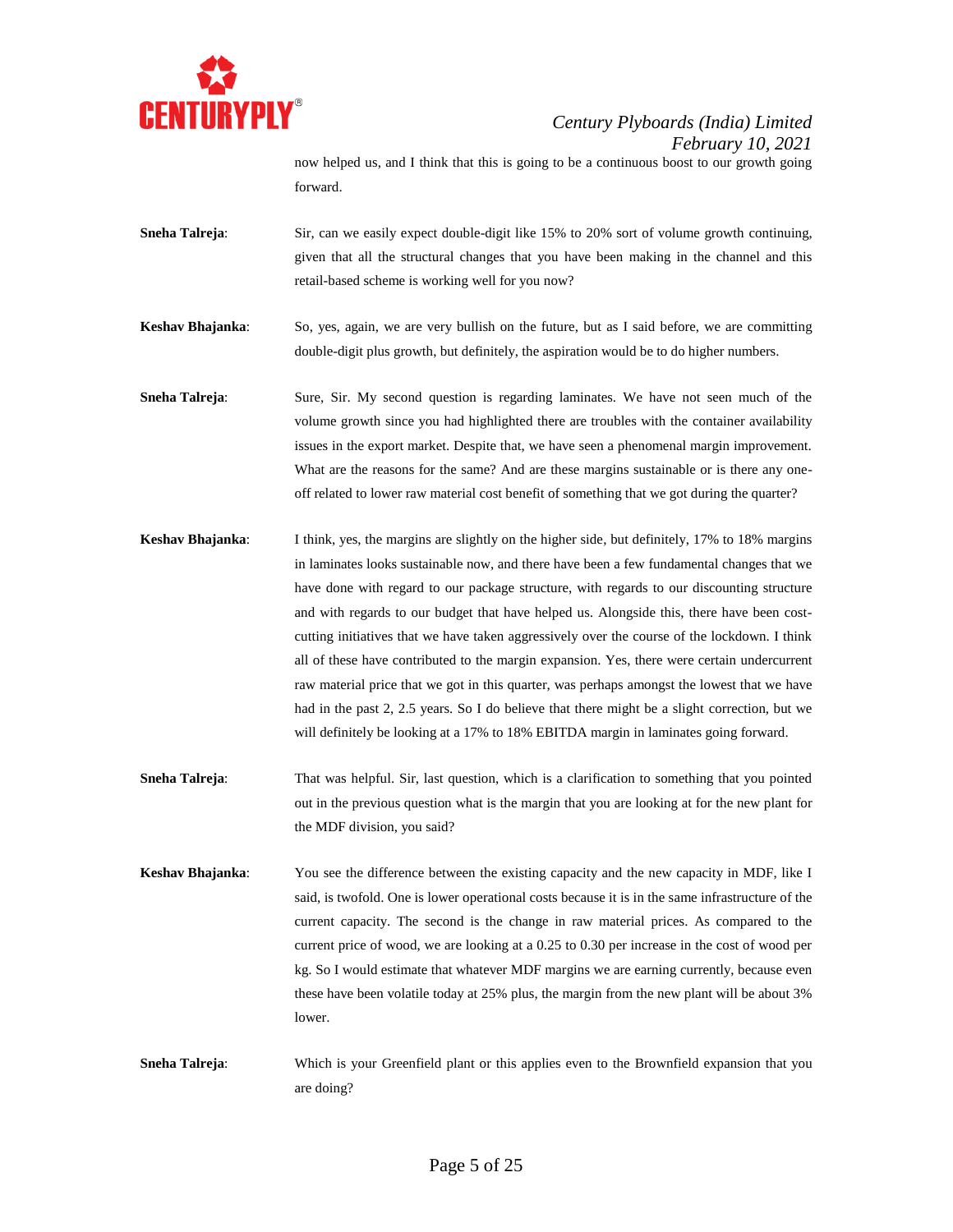now helped us, and I think that this is going to be a continuous boost to our growth going forward.

**Sneha Talreja**: Sir, can we easily expect double-digit like 15% to 20% sort of volume growth continuing, given that all the structural changes that you have been making in the channel and this retail-based scheme is working well for you now?

**Keshav Bhajanka**: So, yes, again, we are very bullish on the future, but as I said before, we are committing double-digit plus growth, but definitely, the aspiration would be to do higher numbers.

**Sneha Talreja**: Sure, Sir. My second question is regarding laminates. We have not seen much of the volume growth since you had highlighted there are troubles with the container availability issues in the export market. Despite that, we have seen a phenomenal margin improvement. What are the reasons for the same? And are these margins sustainable or is there any one-off related to lower raw material cost benefit of something that we got during the quarter?

**Keshav Bhajanka**: I think, yes, the margins are slightly on the higher side, but definitely, 17% to 18% margins in laminates looks sustainable now, and there have been a few fundamental changes that we have done with regard to our package structure, with regards to our discounting structure and with regards to our budget that have helped us. Alongside this, there have been cost-cutting initiatives that we have taken aggressively over the course of the lockdown. I think all of these have contributed to the margin expansion. Yes, there were certain undercurrent raw material price that we got in this quarter, was perhaps amongst the lowest that we have had in the past 2, 2.5 years. So I do believe that there might be a slight correction, but we will definitely be looking at a 17% to 18% EBITDA margin in laminates going forward.

**Sneha Talreja**: That was helpful. Sir, last question, which is a clarification to something that you pointed out in the previous question what is the margin that you are looking at for the new plant for the MDF division, you said?

**Keshav Bhajanka**: You see the difference between the existing capacity and the new capacity in MDF, like I said, is twofold. One is lower operational costs because it is in the same infrastructure of the current capacity. The second is the change in raw material prices. As compared to the current price of wood, we are looking at a 0.25 to 0.30 per increase in the cost of wood per kg. So I would estimate that whatever MDF margins we are earning currently, because even these have been volatile today at 25% plus, the margin from the new plant will be about 3% lower.

**Sneha Talreja**: Which is your Greenfield plant or this applies even to the Brownfield expansion that you are doing?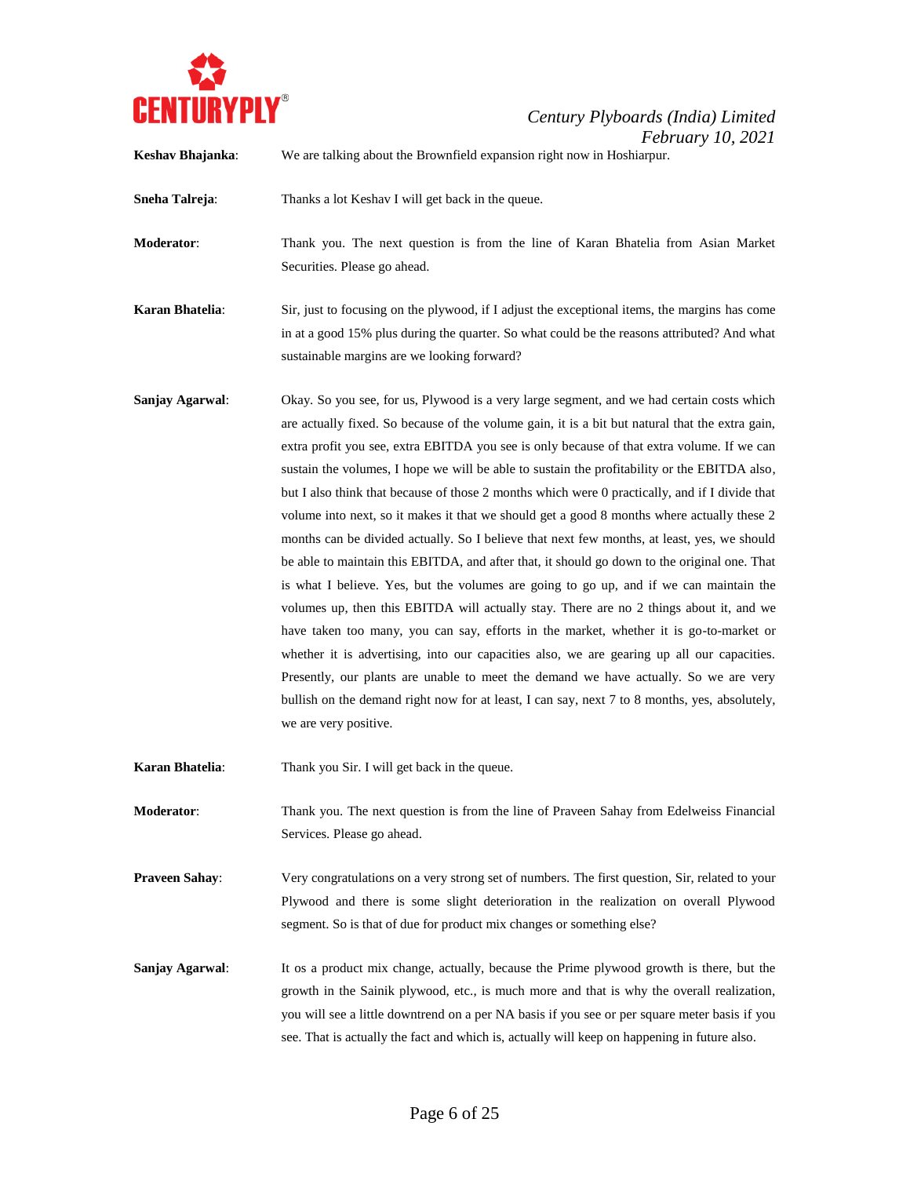**Keshav Bhajanka**: We are talking about the Brownfield expansion right now in Hoshiarpur.

**Sneha Talreja**: Thanks a lot Keshav I will get back in the queue.

**Moderator**: Thank you. The next question is from the line of Karan Bhatelia from Asian Market Securities. Please go ahead.

**Karan Bhatelia**: Sir, just to focusing on the plywood, if I adjust the exceptional items, the margins has come in at a good 15% plus during the quarter. So what could be the reasons attributed? And what sustainable margins are we looking forward?

**Sanjay Agarwal**: Okay. So you see, for us, Plywood is a very large segment, and we had certain costs which are actually fixed. So because of the volume gain, it is a bit but natural that the extra gain, extra profit you see, extra EBITDA you see is only because of that extra volume. If we can sustain the volumes, I hope we will be able to sustain the profitability or the EBITDA also, but I also think that because of those 2 months which were 0 practically, and if I divide that volume into next, so it makes it that we should get a good 8 months where actually these 2 months can be divided actually. So I believe that next few months, at least, yes, we should be able to maintain this EBITDA, and after that, it should go down to the original one. That is what I believe. Yes, but the volumes are going to go up, and if we can maintain the volumes up, then this EBITDA will actually stay. There are no 2 things about it, and we have taken too many, you can say, efforts in the market, whether it is go-to-market or whether it is advertising, into our capacities also, we are gearing up all our capacities. Presently, our plants are unable to meet the demand we have actually. So we are very bullish on the demand right now for at least, I can say, next 7 to 8 months, yes, absolutely, we are very positive.

**Karan Bhatelia**: Thank you Sir. I will get back in the queue.

**Moderator**: Thank you. The next question is from the line of Praveen Sahay from Edelweiss Financial Services. Please go ahead.

**Praveen Sahay**: Very congratulations on a very strong set of numbers. The first question, Sir, related to your Plywood and there is some slight deterioration in the realization on overall Plywood segment. So is that of due for product mix changes or something else?

**Sanjay Agarwal**: It os a product mix change, actually, because the Prime plywood growth is there, but the growth in the Sainik plywood, etc., is much more and that is why the overall realization, you will see a little downtrend on a per NA basis if you see or per square meter basis if you see. That is actually the fact and which is, actually will keep on happening in future also.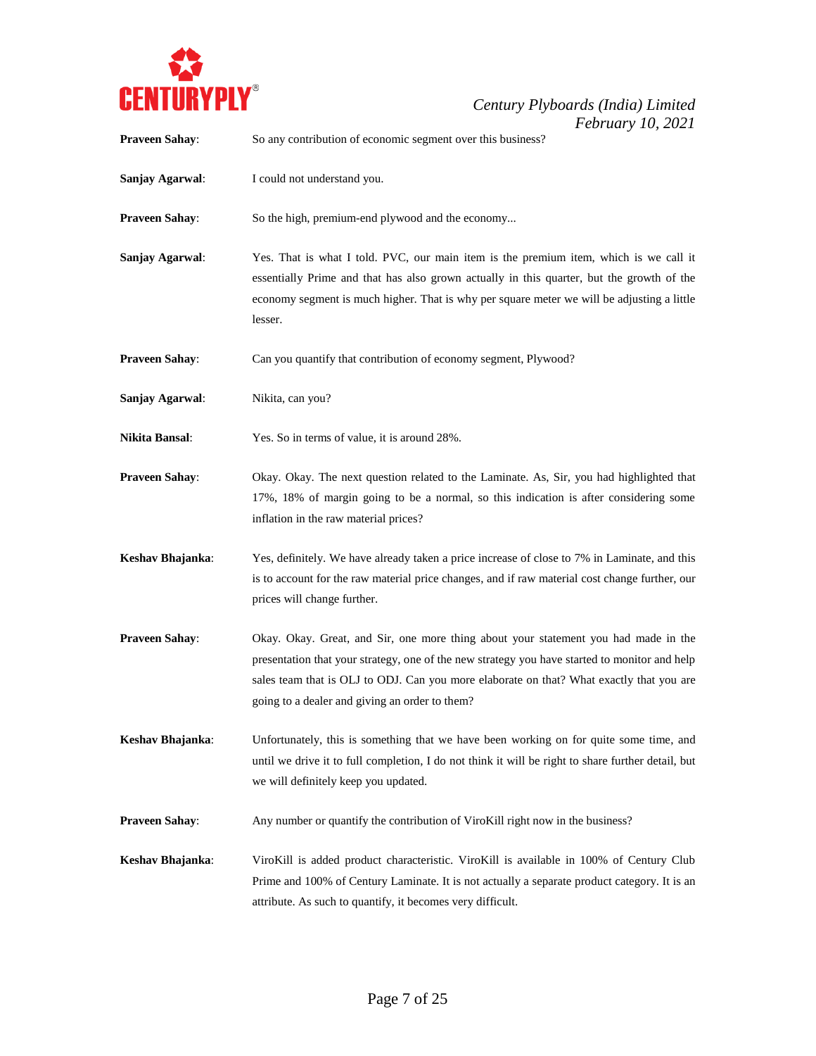**Praveen Sahay**: So any contribution of economic segment over this business?

**Sanjay Agarwal**: I could not understand you.

**Praveen Sahay**: So the high, premium-end plywood and the economy...

**Sanjay Agarwal**: Yes. That is what I told. PVC, our main item is the premium item, which is we call it essentially Prime and that has also grown actually in this quarter, but the growth of the economy segment is much higher. That is why per square meter we will be adjusting a little lesser.

**Praveen Sahay**: Can you quantify that contribution of economy segment, Plywood?

**Sanjay Agarwal**: Nikita, can you?

**Nikita Bansal**: Yes. So in terms of value, it is around 28%.

**Praveen Sahay**: Okay. Okay. The next question related to the Laminate. As, Sir, you had highlighted that 17%, 18% of margin going to be a normal, so this indication is after considering some inflation in the raw material prices?

**Keshav Bhajanka**: Yes, definitely. We have already taken a price increase of close to 7% in Laminate, and this is to account for the raw material price changes, and if raw material cost change further, our prices will change further.

**Praveen Sahay**: Okay. Okay. Great, and Sir, one more thing about your statement you had made in the presentation that your strategy, one of the new strategy you have started to monitor and help sales team that is OLJ to ODJ. Can you more elaborate on that? What exactly that you are going to a dealer and giving an order to them?

**Keshav Bhajanka**: Unfortunately, this is something that we have been working on for quite some time, and until we drive it to full completion, I do not think it will be right to share further detail, but we will definitely keep you updated.

**Praveen Sahay**: Any number or quantify the contribution of ViroKill right now in the business?

**Keshav Bhajanka**: ViroKill is added product characteristic. ViroKill is available in 100% of Century Club Prime and 100% of Century Laminate. It is not actually a separate product category. It is an attribute. As such to quantify, it becomes very difficult.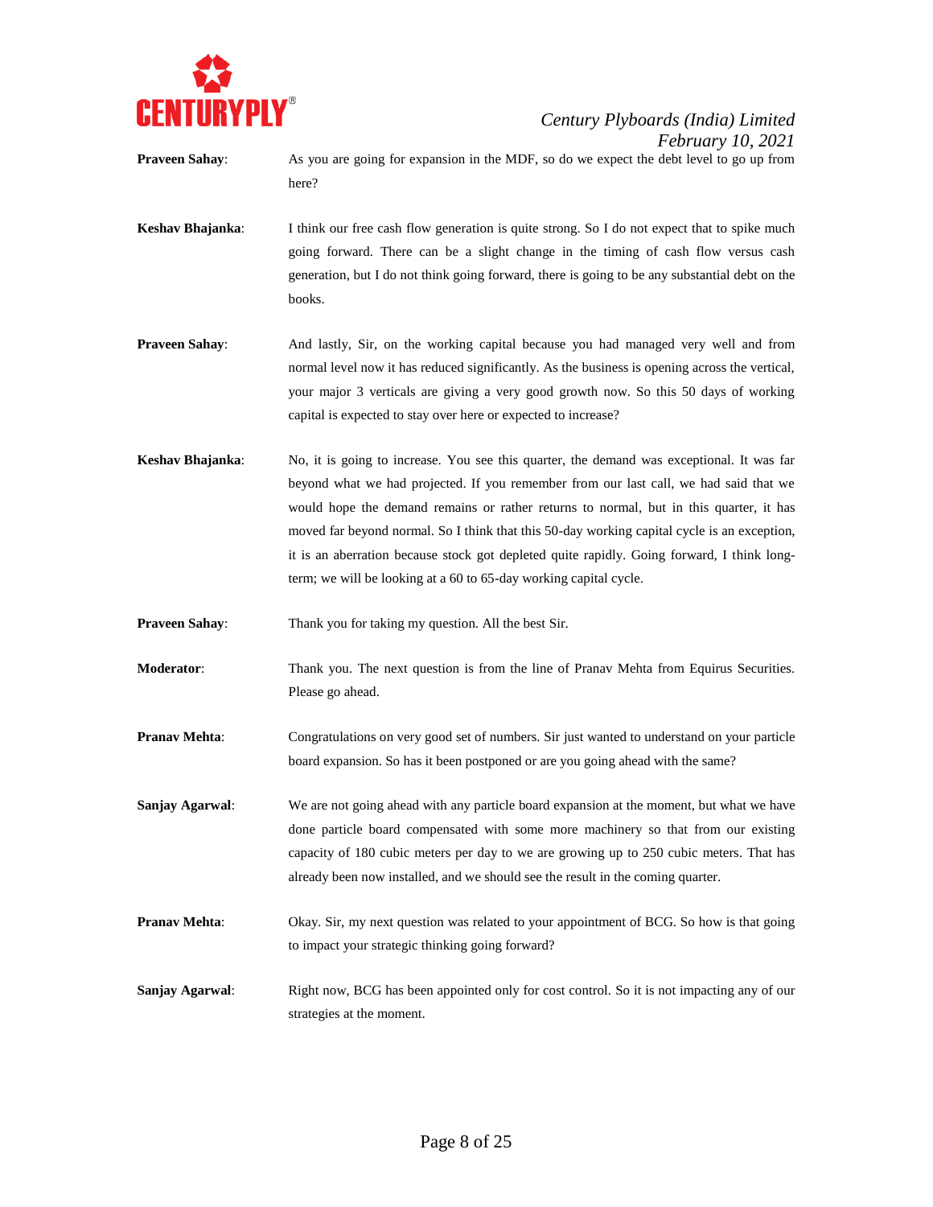**Praveen Sahay**: As you are going for expansion in the MDF, so do we expect the debt level to go up from here?

**Keshav Bhajanka**: I think our free cash flow generation is quite strong. So I do not expect that to spike much going forward. There can be a slight change in the timing of cash flow versus cash generation, but I do not think going forward, there is going to be any substantial debt on the books.

**Praveen Sahay**: And lastly, Sir, on the working capital because you had managed very well and from normal level now it has reduced significantly. As the business is opening across the vertical, your major 3 verticals are giving a very good growth now. So this 50 days of working capital is expected to stay over here or expected to increase?

**Keshav Bhajanka**: No, it is going to increase. You see this quarter, the demand was exceptional. It was far beyond what we had projected. If you remember from our last call, we had said that we would hope the demand remains or rather returns to normal, but in this quarter, it has moved far beyond normal. So I think that this 50-day working capital cycle is an exception, it is an aberration because stock got depleted quite rapidly. Going forward, I think long-term; we will be looking at a 60 to 65-day working capital cycle.

**Praveen Sahay**: Thank you for taking my question. All the best Sir.

**Moderator**: Thank you. The next question is from the line of Pranav Mehta from Equirus Securities. Please go ahead.

**Pranav Mehta**: Congratulations on very good set of numbers. Sir just wanted to understand on your particle board expansion. So has it been postponed or are you going ahead with the same?

**Sanjay Agarwal**: We are not going ahead with any particle board expansion at the moment, but what we have done particle board compensated with some more machinery so that from our existing capacity of 180 cubic meters per day to we are growing up to 250 cubic meters. That has already been now installed, and we should see the result in the coming quarter.

**Pranav Mehta**: Okay. Sir, my next question was related to your appointment of BCG. So how is that going to impact your strategic thinking going forward?

**Sanjay Agarwal**: Right now, BCG has been appointed only for cost control. So it is not impacting any of our strategies at the moment.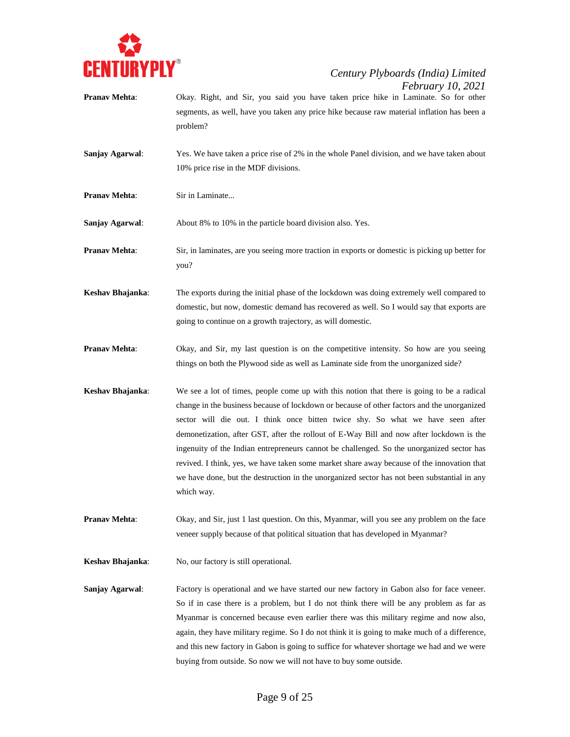**Pranav Mehta**: Okay. Right, and Sir, you said you have taken price hike in Laminate. So for other segments, as well, have you taken any price hike because raw material inflation has been a problem?

**Sanjay Agarwal**: Yes. We have taken a price rise of 2% in the whole Panel division, and we have taken about 10% price rise in the MDF divisions.

**Pranav Mehta**: Sir in Laminate...

**Sanjay Agarwal**: About 8% to 10% in the particle board division also. Yes.

**Pranav Mehta**: Sir, in laminates, are you seeing more traction in exports or domestic is picking up better for you?

**Keshav Bhajanka**: The exports during the initial phase of the lockdown was doing extremely well compared to domestic, but now, domestic demand has recovered as well. So I would say that exports are going to continue on a growth trajectory, as will domestic.

**Pranav Mehta**: Okay, and Sir, my last question is on the competitive intensity. So how are you seeing things on both the Plywood side as well as Laminate side from the unorganized side?

**Keshav Bhajanka**: We see a lot of times, people come up with this notion that there is going to be a radical change in the business because of lockdown or because of other factors and the unorganized sector will die out. I think once bitten twice shy. So what we have seen after demonetization, after GST, after the rollout of E-Way Bill and now after lockdown is the ingenuity of the Indian entrepreneurs cannot be challenged. So the unorganized sector has revived. I think, yes, we have taken some market share away because of the innovation that we have done, but the destruction in the unorganized sector has not been substantial in any which way.

**Pranav Mehta**: Okay, and Sir, just 1 last question. On this, Myanmar, will you see any problem on the face veneer supply because of that political situation that has developed in Myanmar?

**Keshav Bhajanka**: No, our factory is still operational.

**Sanjay Agarwal**: Factory is operational and we have started our new factory in Gabon also for face veneer. So if in case there is a problem, but I do not think there will be any problem as far as Myanmar is concerned because even earlier there was this military regime and now also, again, they have military regime. So I do not think it is going to make much of a difference, and this new factory in Gabon is going to suffice for whatever shortage we had and we were buying from outside. So now we will not have to buy some outside.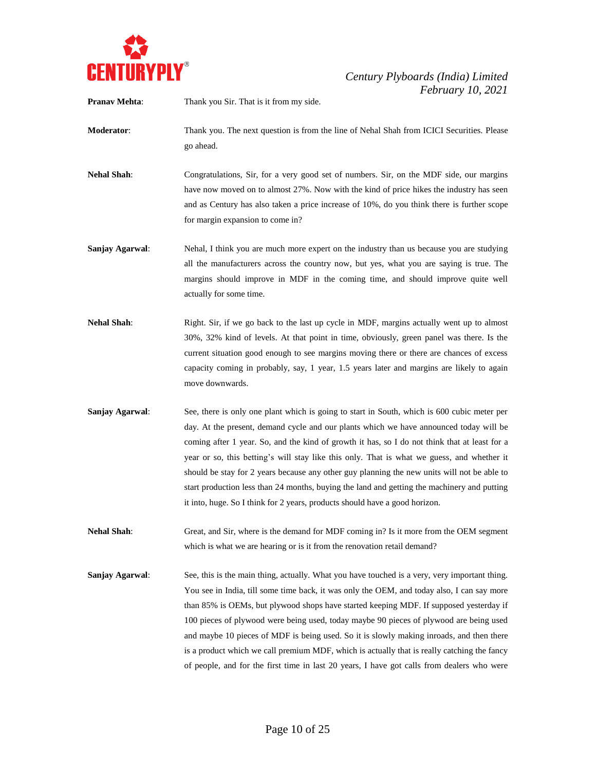**Pranav Mehta**: Thank you Sir. That is it from my side.

**Moderator**: Thank you. The next question is from the line of Nehal Shah from ICICI Securities. Please go ahead.

**Nehal Shah**: Congratulations, Sir, for a very good set of numbers. Sir, on the MDF side, our margins have now moved on to almost 27%. Now with the kind of price hikes the industry has seen and as Century has also taken a price increase of 10%, do you think there is further scope for margin expansion to come in?

**Sanjay Agarwal**: Nehal, I think you are much more expert on the industry than us because you are studying all the manufacturers across the country now, but yes, what you are saying is true. The margins should improve in MDF in the coming time, and should improve quite well actually for some time.

**Nehal Shah**: Right. Sir, if we go back to the last up cycle in MDF, margins actually went up to almost 30%, 32% kind of levels. At that point in time, obviously, green panel was there. Is the current situation good enough to see margins moving there or there are chances of excess capacity coming in probably, say, 1 year, 1.5 years later and margins are likely to again move downwards.

**Sanjay Agarwal**: See, there is only one plant which is going to start in South, which is 600 cubic meter per day. At the present, demand cycle and our plants which we have announced today will be coming after 1 year. So, and the kind of growth it has, so I do not think that at least for a year or so, this betting's will stay like this only. That is what we guess, and whether it should be stay for 2 years because any other guy planning the new units will not be able to start production less than 24 months, buying the land and getting the machinery and putting it into, huge. So I think for 2 years, products should have a good horizon.

**Nehal Shah**: Great, and Sir, where is the demand for MDF coming in? Is it more from the OEM segment which is what we are hearing or is it from the renovation retail demand?

**Sanjay Agarwal**: See, this is the main thing, actually. What you have touched is a very, very important thing. You see in India, till some time back, it was only the OEM, and today also, I can say more than 85% is OEMs, but plywood shops have started keeping MDF. If supposed yesterday if 100 pieces of plywood were being used, today maybe 90 pieces of plywood are being used and maybe 10 pieces of MDF is being used. So it is slowly making inroads, and then there is a product which we call premium MDF, which is actually that is really catching the fancy of people, and for the first time in last 20 years, I have got calls from dealers who were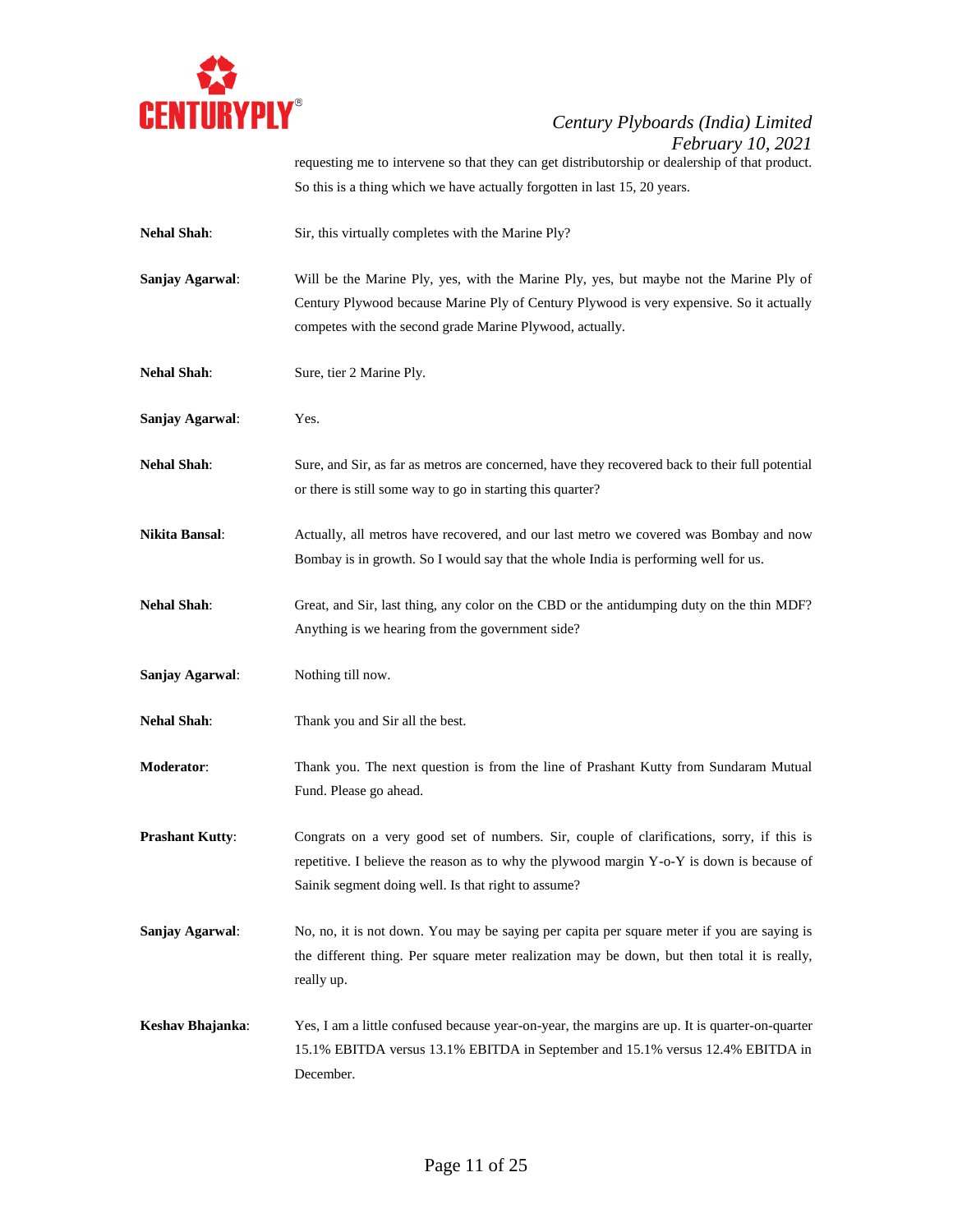requesting me to intervene so that they can get distributorship or dealership of that product. So this is a thing which we have actually forgotten in last 15, 20 years.

**Nehal Shah**: Sir, this virtually completes with the Marine Ply?

**Sanjay Agarwal**: Will be the Marine Ply, yes, with the Marine Ply, yes, but maybe not the Marine Ply of Century Plywood because Marine Ply of Century Plywood is very expensive. So it actually competes with the second grade Marine Plywood, actually.

**Nehal Shah**: Sure, tier 2 Marine Ply.

**Sanjay Agarwal**: Yes.

**Nehal Shah**: Sure, and Sir, as far as metros are concerned, have they recovered back to their full potential or there is still some way to go in starting this quarter?

**Nikita Bansal**: Actually, all metros have recovered, and our last metro we covered was Bombay and now Bombay is in growth. So I would say that the whole India is performing well for us.

**Nehal Shah**: Great, and Sir, last thing, any color on the CBD or the antidumping duty on the thin MDF? Anything is we hearing from the government side?

**Sanjay Agarwal**: Nothing till now.

**Nehal Shah**: Thank you and Sir all the best.

**Moderator**: Thank you. The next question is from the line of Prashant Kutty from Sundaram Mutual Fund. Please go ahead.

**Prashant Kutty**: Congrats on a very good set of numbers. Sir, couple of clarifications, sorry, if this is repetitive. I believe the reason as to why the plywood margin Y-o-Y is down is because of Sainik segment doing well. Is that right to assume?

**Sanjay Agarwal**: No, no, it is not down. You may be saying per capita per square meter if you are saying is the different thing. Per square meter realization may be down, but then total it is really, really up.

**Keshav Bhajanka**: Yes, I am a little confused because year-on-year, the margins are up. It is quarter-on-quarter 15.1% EBITDA versus 13.1% EBITDA in September and 15.1% versus 12.4% EBITDA in December.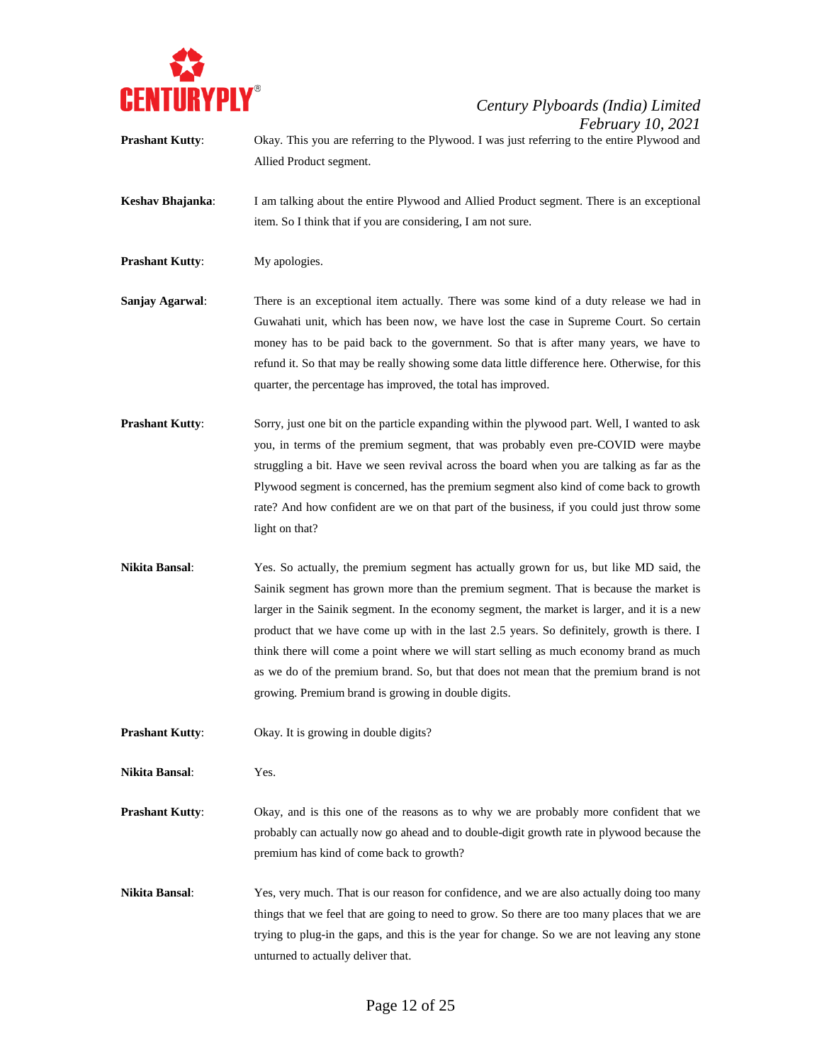**Prashant Kutty**: Okay. This you are referring to the Plywood. I was just referring to the entire Plywood and Allied Product segment.

**Keshav Bhajanka**: I am talking about the entire Plywood and Allied Product segment. There is an exceptional item. So I think that if you are considering, I am not sure.

**Prashant Kutty**: My apologies.

**Sanjay Agarwal**: There is an exceptional item actually. There was some kind of a duty release we had in Guwahati unit, which has been now, we have lost the case in Supreme Court. So certain money has to be paid back to the government. So that is after many years, we have to refund it. So that may be really showing some data little difference here. Otherwise, for this quarter, the percentage has improved, the total has improved.

**Prashant Kutty**: Sorry, just one bit on the particle expanding within the plywood part. Well, I wanted to ask you, in terms of the premium segment, that was probably even pre-COVID were maybe struggling a bit. Have we seen revival across the board when you are talking as far as the Plywood segment is concerned, has the premium segment also kind of come back to growth rate? And how confident are we on that part of the business, if you could just throw some light on that?

**Nikita Bansal**: Yes. So actually, the premium segment has actually grown for us, but like MD said, the Sainik segment has grown more than the premium segment. That is because the market is larger in the Sainik segment. In the economy segment, the market is larger, and it is a new product that we have come up with in the last 2.5 years. So definitely, growth is there. I think there will come a point where we will start selling as much economy brand as much as we do of the premium brand. So, but that does not mean that the premium brand is not growing. Premium brand is growing in double digits.

**Prashant Kutty**: Okay. It is growing in double digits?

**Nikita Bansal**: Yes.

**Prashant Kutty**: Okay, and is this one of the reasons as to why we are probably more confident that we probably can actually now go ahead and to double-digit growth rate in plywood because the premium has kind of come back to growth?

**Nikita Bansal**: Yes, very much. That is our reason for confidence, and we are also actually doing too many things that we feel that are going to need to grow. So there are too many places that we are trying to plug-in the gaps, and this is the year for change. So we are not leaving any stone unturned to actually deliver that.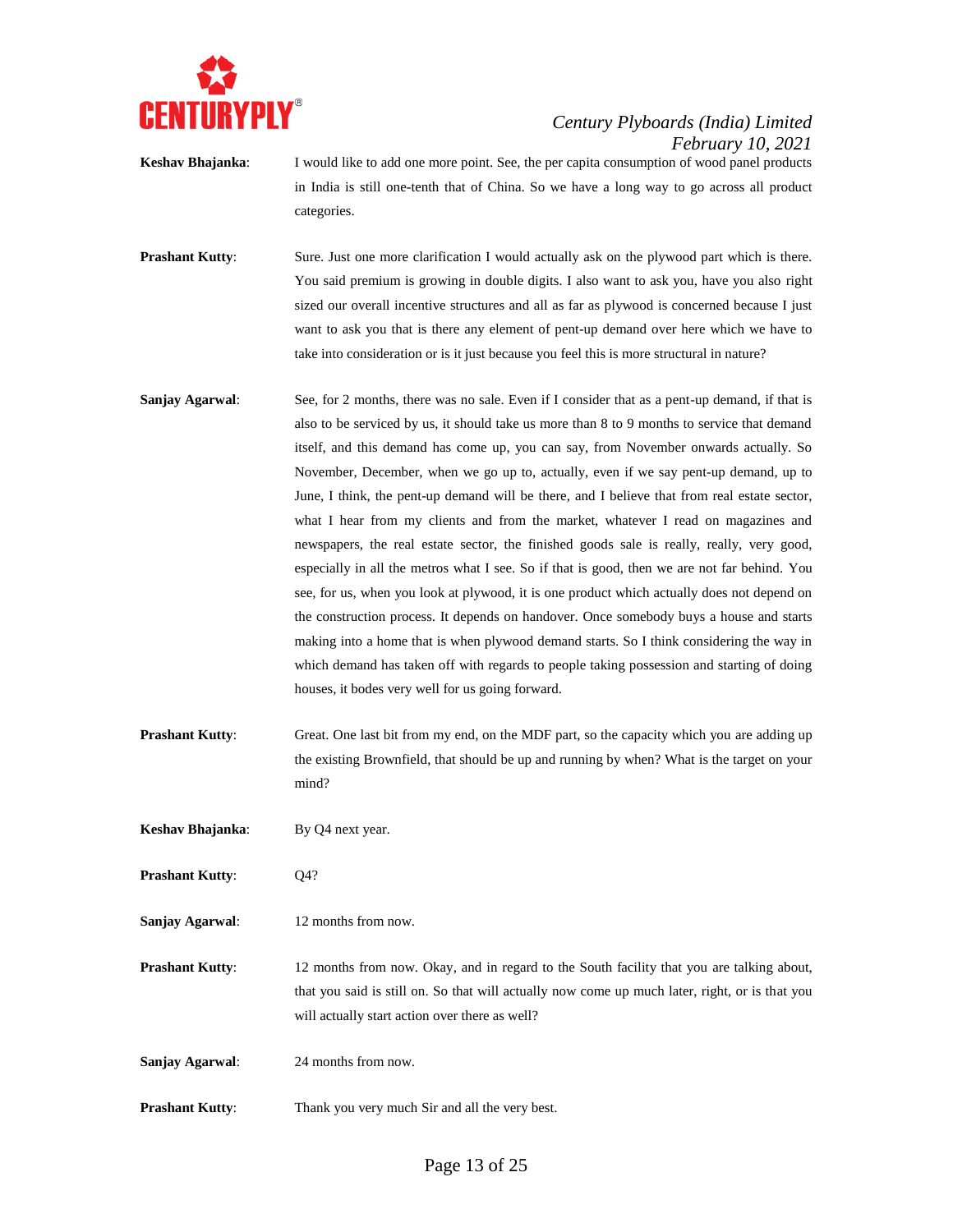**Keshav Bhajanka**: I would like to add one more point. See, the per capita consumption of wood panel products in India is still one-tenth that of China. So we have a long way to go across all product categories.

**Prashant Kutty**: Sure. Just one more clarification I would actually ask on the plywood part which is there. You said premium is growing in double digits. I also want to ask you, have you also right sized our overall incentive structures and all as far as plywood is concerned because I just want to ask you that is there any element of pent-up demand over here which we have to take into consideration or is it just because you feel this is more structural in nature?

**Sanjay Agarwal**: See, for 2 months, there was no sale. Even if I consider that as a pent-up demand, if that is also to be serviced by us, it should take us more than 8 to 9 months to service that demand itself, and this demand has come up, you can say, from November onwards actually. So November, December, when we go up to, actually, even if we say pent-up demand, up to June, I think, the pent-up demand will be there, and I believe that from real estate sector, what I hear from my clients and from the market, whatever I read on magazines and newspapers, the real estate sector, the finished goods sale is really, really, very good, especially in all the metros what I see. So if that is good, then we are not far behind. You see, for us, when you look at plywood, it is one product which actually does not depend on the construction process. It depends on handover. Once somebody buys a house and starts making into a home that is when plywood demand starts. So I think considering the way in which demand has taken off with regards to people taking possession and starting of doing houses, it bodes very well for us going forward.

**Prashant Kutty**: Great. One last bit from my end, on the MDF part, so the capacity which you are adding up the existing Brownfield, that should be up and running by when? What is the target on your mind?

**Keshav Bhajanka**: By Q4 next year.

**Prashant Kutty**: Q4?

**Sanjay Agarwal**: 12 months from now.

**Prashant Kutty**: 12 months from now. Okay, and in regard to the South facility that you are talking about, that you said is still on. So that will actually now come up much later, right, or is that you will actually start action over there as well?

**Sanjay Agarwal**: 24 months from now.

**Prashant Kutty**: Thank you very much Sir and all the very best.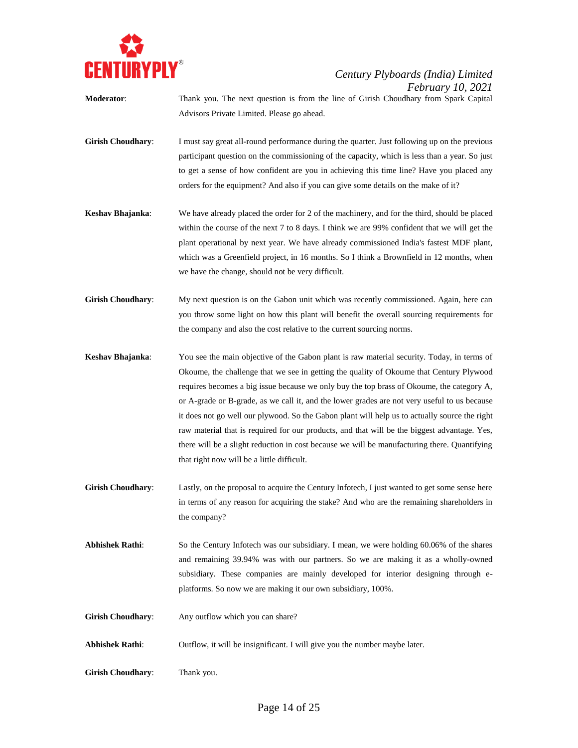**Moderator**: Thank you. The next question is from the line of Girish Choudhary from Spark Capital Advisors Private Limited. Please go ahead.

**Girish Choudhary**: I must say great all-round performance during the quarter. Just following up on the previous participant question on the commissioning of the capacity, which is less than a year. So just to get a sense of how confident are you in achieving this time line? Have you placed any orders for the equipment? And also if you can give some details on the make of it?

**Keshav Bhajanka**: We have already placed the order for 2 of the machinery, and for the third, should be placed within the course of the next 7 to 8 days. I think we are 99% confident that we will get the plant operational by next year. We have already commissioned India's fastest MDF plant, which was a Greenfield project, in 16 months. So I think a Brownfield in 12 months, when we have the change, should not be very difficult.

**Girish Choudhary**: My next question is on the Gabon unit which was recently commissioned. Again, here can you throw some light on how this plant will benefit the overall sourcing requirements for the company and also the cost relative to the current sourcing norms.

**Keshav Bhajanka**: You see the main objective of the Gabon plant is raw material security. Today, in terms of Okoume, the challenge that we see in getting the quality of Okoume that Century Plywood requires becomes a big issue because we only buy the top brass of Okoume, the category A, or A-grade or B-grade, as we call it, and the lower grades are not very useful to us because it does not go well our plywood. So the Gabon plant will help us to actually source the right raw material that is required for our products, and that will be the biggest advantage. Yes, there will be a slight reduction in cost because we will be manufacturing there. Quantifying that right now will be a little difficult.

**Girish Choudhary**: Lastly, on the proposal to acquire the Century Infotech, I just wanted to get some sense here in terms of any reason for acquiring the stake? And who are the remaining shareholders in the company?

**Abhishek Rathi**: So the Century Infotech was our subsidiary. I mean, we were holding 60.06% of the shares and remaining 39.94% was with our partners. So we are making it as a wholly-owned subsidiary. These companies are mainly developed for interior designing through e-platforms. So now we are making it our own subsidiary, 100%.

**Girish Choudhary**: Any outflow which you can share?

**Abhishek Rathi**: Outflow, it will be insignificant. I will give you the number maybe later.

**Girish Choudhary**: Thank you.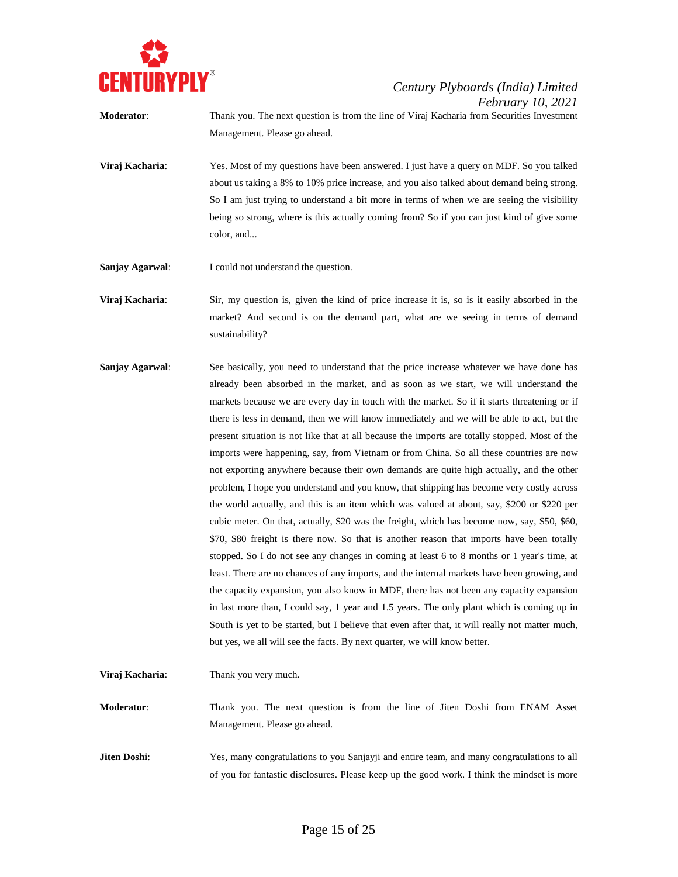**Moderator**: Thank you. The next question is from the line of Viraj Kacharia from Securities Investment Management. Please go ahead.

**Viraj Kacharia**: Yes. Most of my questions have been answered. I just have a query on MDF. So you talked about us taking a 8% to 10% price increase, and you also talked about demand being strong. So I am just trying to understand a bit more in terms of when we are seeing the visibility being so strong, where is this actually coming from? So if you can just kind of give some color, and...

**Sanjay Agarwal**: I could not understand the question.

**Viraj Kacharia**: Sir, my question is, given the kind of price increase it is, so is it easily absorbed in the market? And second is on the demand part, what are we seeing in terms of demand sustainability?

**Sanjay Agarwal**: See basically, you need to understand that the price increase whatever we have done has already been absorbed in the market, and as soon as we start, we will understand the markets because we are every day in touch with the market. So if it starts threatening or if there is less in demand, then we will know immediately and we will be able to act, but the present situation is not like that at all because the imports are totally stopped. Most of the imports were happening, say, from Vietnam or from China. So all these countries are now not exporting anywhere because their own demands are quite high actually, and the other problem, I hope you understand and you know, that shipping has become very costly across the world actually, and this is an item which was valued at about, say, $200 or $220 per cubic meter. On that, actually, $20 was the freight, which has become now, say, $50, $60, $70, $80 freight is there now. So that is another reason that imports have been totally stopped. So I do not see any changes in coming at least 6 to 8 months or 1 year's time, at least. There are no chances of any imports, and the internal markets have been growing, and the capacity expansion, you also know in MDF, there has not been any capacity expansion in last more than, I could say, 1 year and 1.5 years. The only plant which is coming up in South is yet to be started, but I believe that even after that, it will really not matter much, but yes, we all will see the facts. By next quarter, we will know better.

**Viraj Kacharia**: Thank you very much.

**Moderator**: Thank you. The next question is from the line of Jiten Doshi from ENAM Asset Management. Please go ahead.

**Jiten Doshi**: Yes, many congratulations to you Sanjayji and entire team, and many congratulations to all of you for fantastic disclosures. Please keep up the good work. I think the mindset is more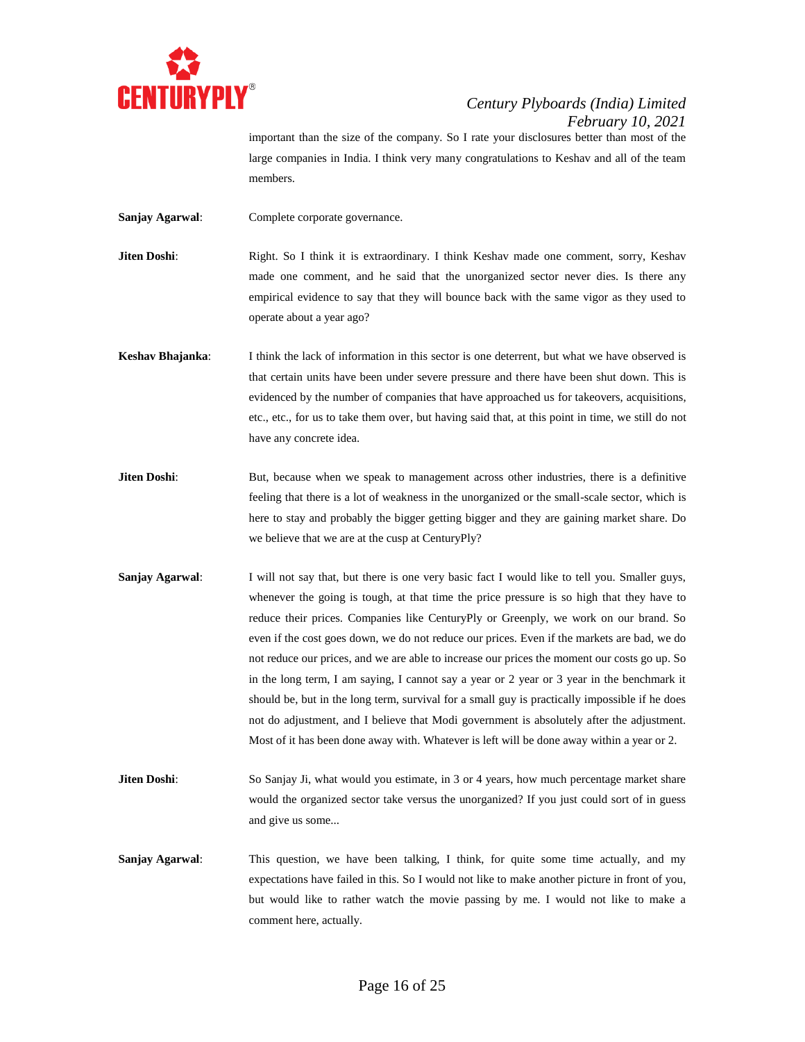important than the size of the company. So I rate your disclosures better than most of the large companies in India. I think very many congratulations to Keshav and all of the team members.

**Sanjay Agarwal**: Complete corporate governance.

**Jiten Doshi**: Right. So I think it is extraordinary. I think Keshav made one comment, sorry, Keshav made one comment, and he said that the unorganized sector never dies. Is there any empirical evidence to say that they will bounce back with the same vigor as they used to operate about a year ago?

**Keshav Bhajanka**: I think the lack of information in this sector is one deterrent, but what we have observed is that certain units have been under severe pressure and there have been shut down. This is evidenced by the number of companies that have approached us for takeovers, acquisitions, etc., etc., for us to take them over, but having said that, at this point in time, we still do not have any concrete idea.

**Jiten Doshi**: But, because when we speak to management across other industries, there is a definitive feeling that there is a lot of weakness in the unorganized or the small-scale sector, which is here to stay and probably the bigger getting bigger and they are gaining market share. Do we believe that we are at the cusp at CenturyPly?

**Sanjay Agarwal**: I will not say that, but there is one very basic fact I would like to tell you. Smaller guys, whenever the going is tough, at that time the price pressure is so high that they have to reduce their prices. Companies like CenturyPly or Greenply, we work on our brand. So even if the cost goes down, we do not reduce our prices. Even if the markets are bad, we do not reduce our prices, and we are able to increase our prices the moment our costs go up. So in the long term, I am saying, I cannot say a year or 2 year or 3 year in the benchmark it should be, but in the long term, survival for a small guy is practically impossible if he does not do adjustment, and I believe that Modi government is absolutely after the adjustment. Most of it has been done away with. Whatever is left will be done away within a year or 2.

**Jiten Doshi**: So Sanjay Ji, what would you estimate, in 3 or 4 years, how much percentage market share would the organized sector take versus the unorganized? If you just could sort of in guess and give us some...

**Sanjay Agarwal**: This question, we have been talking, I think, for quite some time actually, and my expectations have failed in this. So I would not like to make another picture in front of you, but would like to rather watch the movie passing by me. I would not like to make a comment here, actually.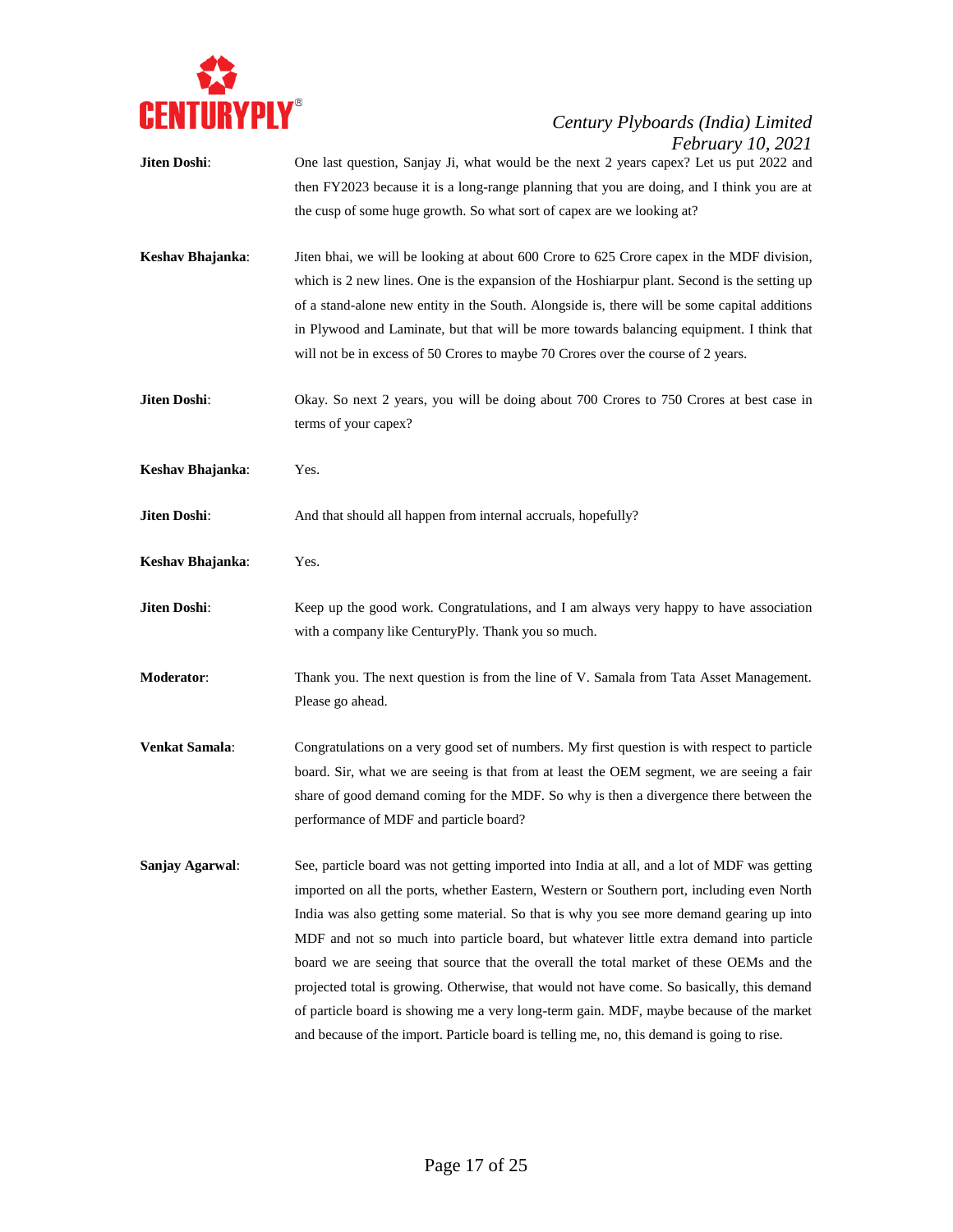**Jiten Doshi**: One last question, Sanjay Ji, what would be the next 2 years capex? Let us put 2022 and then FY2023 because it is a long-range planning that you are doing, and I think you are at the cusp of some huge growth. So what sort of capex are we looking at?

**Keshav Bhajanka**: Jiten bhai, we will be looking at about 600 Crore to 625 Crore capex in the MDF division, which is 2 new lines. One is the expansion of the Hoshiarpur plant. Second is the setting up of a stand-alone new entity in the South. Alongside is, there will be some capital additions in Plywood and Laminate, but that will be more towards balancing equipment. I think that will not be in excess of 50 Crores to maybe 70 Crores over the course of 2 years.

**Jiten Doshi**: Okay. So next 2 years, you will be doing about 700 Crores to 750 Crores at best case in terms of your capex?

**Keshav Bhajanka**: Yes.

**Jiten Doshi**: And that should all happen from internal accruals, hopefully?

**Keshav Bhajanka**: Yes.

**Jiten Doshi**: Keep up the good work. Congratulations, and I am always very happy to have association with a company like CenturyPly. Thank you so much.

**Moderator**: Thank you. The next question is from the line of V. Samala from Tata Asset Management. Please go ahead.

**Venkat Samala**: Congratulations on a very good set of numbers. My first question is with respect to particle board. Sir, what we are seeing is that from at least the OEM segment, we are seeing a fair share of good demand coming for the MDF. So why is then a divergence there between the performance of MDF and particle board?

**Sanjay Agarwal**: See, particle board was not getting imported into India at all, and a lot of MDF was getting imported on all the ports, whether Eastern, Western or Southern port, including even North India was also getting some material. So that is why you see more demand gearing up into MDF and not so much into particle board, but whatever little extra demand into particle board we are seeing that source that the overall the total market of these OEMs and the projected total is growing. Otherwise, that would not have come. So basically, this demand of particle board is showing me a very long-term gain. MDF, maybe because of the market and because of the import. Particle board is telling me, no, this demand is going to rise.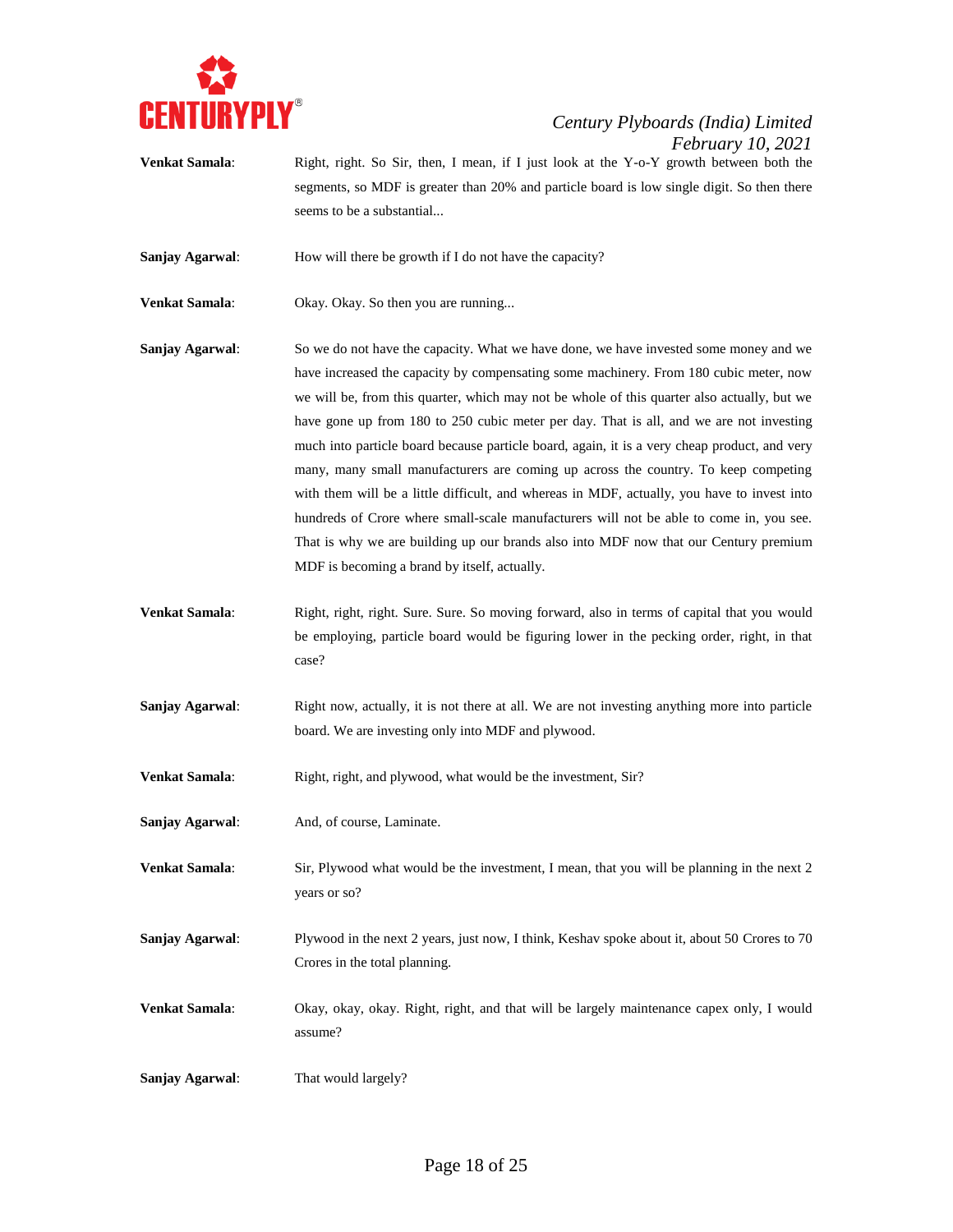**Venkat Samala**: Right, right. So Sir, then, I mean, if I just look at the Y-o-Y growth between both the segments, so MDF is greater than 20% and particle board is low single digit. So then there seems to be a substantial...

**Sanjay Agarwal**: How will there be growth if I do not have the capacity?

**Venkat Samala**: Okay. Okay. So then you are running...

**Sanjay Agarwal**: So we do not have the capacity. What we have done, we have invested some money and we have increased the capacity by compensating some machinery. From 180 cubic meter, now we will be, from this quarter, which may not be whole of this quarter also actually, but we have gone up from 180 to 250 cubic meter per day. That is all, and we are not investing much into particle board because particle board, again, it is a very cheap product, and very many, many small manufacturers are coming up across the country. To keep competing with them will be a little difficult, and whereas in MDF, actually, you have to invest into hundreds of Crore where small-scale manufacturers will not be able to come in, you see. That is why we are building up our brands also into MDF now that our Century premium MDF is becoming a brand by itself, actually.

**Venkat Samala**: Right, right, right. Sure. Sure. So moving forward, also in terms of capital that you would be employing, particle board would be figuring lower in the pecking order, right, in that case?

**Sanjay Agarwal**: Right now, actually, it is not there at all. We are not investing anything more into particle board. We are investing only into MDF and plywood.

**Venkat Samala**: Right, right, and plywood, what would be the investment, Sir?

**Sanjay Agarwal**: And, of course, Laminate.

**Venkat Samala**: Sir, Plywood what would be the investment, I mean, that you will be planning in the next 2 years or so?

**Sanjay Agarwal**: Plywood in the next 2 years, just now, I think, Keshav spoke about it, about 50 Crores to 70 Crores in the total planning.

**Venkat Samala**: Okay, okay, okay. Right, right, and that will be largely maintenance capex only, I would assume?

**Sanjay Agarwal**: That would largely?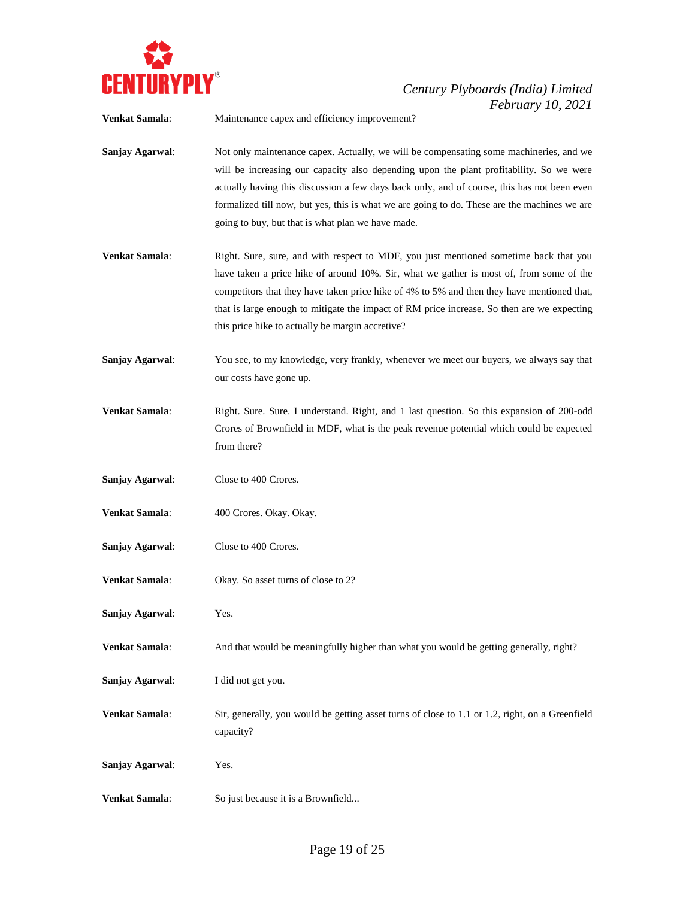**Venkat Samala**: Maintenance capex and efficiency improvement?

**Sanjay Agarwal**: Not only maintenance capex. Actually, we will be compensating some machineries, and we will be increasing our capacity also depending upon the plant profitability. So we were actually having this discussion a few days back only, and of course, this has not been even formalized till now, but yes, this is what we are going to do. These are the machines we are going to buy, but that is what plan we have made.

**Venkat Samala**: Right. Sure, sure, and with respect to MDF, you just mentioned sometime back that you have taken a price hike of around 10%. Sir, what we gather is most of, from some of the competitors that they have taken price hike of 4% to 5% and then they have mentioned that, that is large enough to mitigate the impact of RM price increase. So then are we expecting this price hike to actually be margin accretive?

**Sanjay Agarwal**: You see, to my knowledge, very frankly, whenever we meet our buyers, we always say that our costs have gone up.

**Venkat Samala**: Right. Sure. Sure. I understand. Right, and 1 last question. So this expansion of 200-odd Crores of Brownfield in MDF, what is the peak revenue potential which could be expected from there?

**Sanjay Agarwal**: Close to 400 Crores.

**Venkat Samala**: 400 Crores. Okay. Okay.

**Sanjay Agarwal**: Close to 400 Crores.

**Venkat Samala**: Okay. So asset turns of close to 2?

**Sanjay Agarwal**: Yes.

**Venkat Samala**: And that would be meaningfully higher than what you would be getting generally, right?

**Sanjay Agarwal**: I did not get you.

**Venkat Samala**: Sir, generally, you would be getting asset turns of close to 1.1 or 1.2, right, on a Greenfield capacity?

**Sanjay Agarwal**: Yes.

**Venkat Samala**: So just because it is a Brownfield...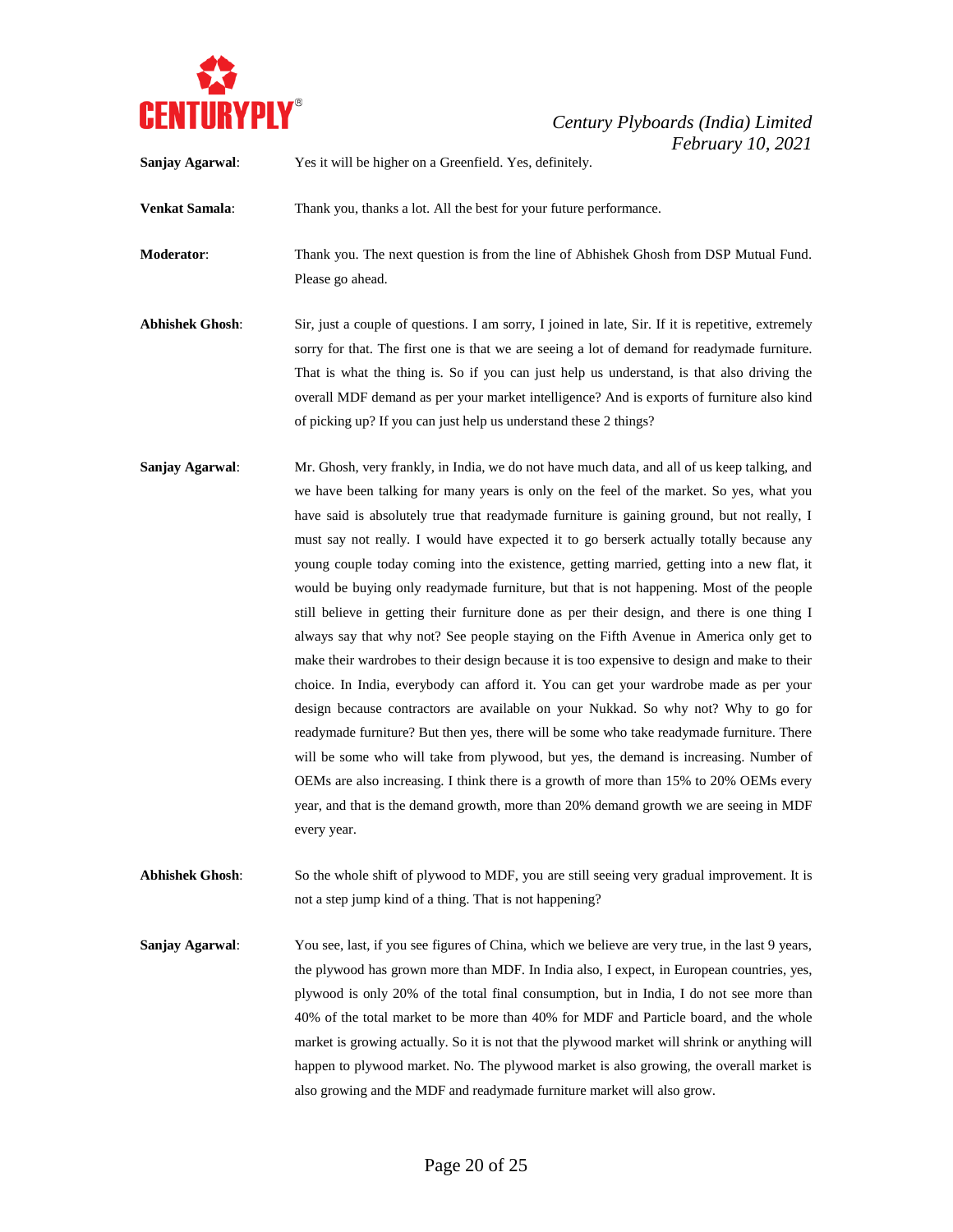**Sanjay Agarwal**: Yes it will be higher on a Greenfield. Yes, definitely.

**Venkat Samala**: Thank you, thanks a lot. All the best for your future performance.

**Moderator**: Thank you. The next question is from the line of Abhishek Ghosh from DSP Mutual Fund. Please go ahead.

**Abhishek Ghosh**: Sir, just a couple of questions. I am sorry, I joined in late, Sir. If it is repetitive, extremely sorry for that. The first one is that we are seeing a lot of demand for readymade furniture. That is what the thing is. So if you can just help us understand, is that also driving the overall MDF demand as per your market intelligence? And is exports of furniture also kind of picking up? If you can just help us understand these 2 things?

**Sanjay Agarwal**: Mr. Ghosh, very frankly, in India, we do not have much data, and all of us keep talking, and we have been talking for many years is only on the feel of the market. So yes, what you have said is absolutely true that readymade furniture is gaining ground, but not really, I must say not really. I would have expected it to go berserk actually totally because any young couple today coming into the existence, getting married, getting into a new flat, it would be buying only readymade furniture, but that is not happening. Most of the people still believe in getting their furniture done as per their design, and there is one thing I always say that why not? See people staying on the Fifth Avenue in America only get to make their wardrobes to their design because it is too expensive to design and make to their choice. In India, everybody can afford it. You can get your wardrobe made as per your design because contractors are available on your Nukkad. So why not? Why to go for readymade furniture? But then yes, there will be some who take readymade furniture. There will be some who will take from plywood, but yes, the demand is increasing. Number of OEMs are also increasing. I think there is a growth of more than 15% to 20% OEMs every year, and that is the demand growth, more than 20% demand growth we are seeing in MDF every year.

**Abhishek Ghosh**: So the whole shift of plywood to MDF, you are still seeing very gradual improvement. It is not a step jump kind of a thing. That is not happening?

**Sanjay Agarwal**: You see, last, if you see figures of China, which we believe are very true, in the last 9 years, the plywood has grown more than MDF. In India also, I expect, in European countries, yes, plywood is only 20% of the total final consumption, but in India, I do not see more than 40% of the total market to be more than 40% for MDF and Particle board, and the whole market is growing actually. So it is not that the plywood market will shrink or anything will happen to plywood market. No. The plywood market is also growing, the overall market is also growing and the MDF and readymade furniture market will also grow.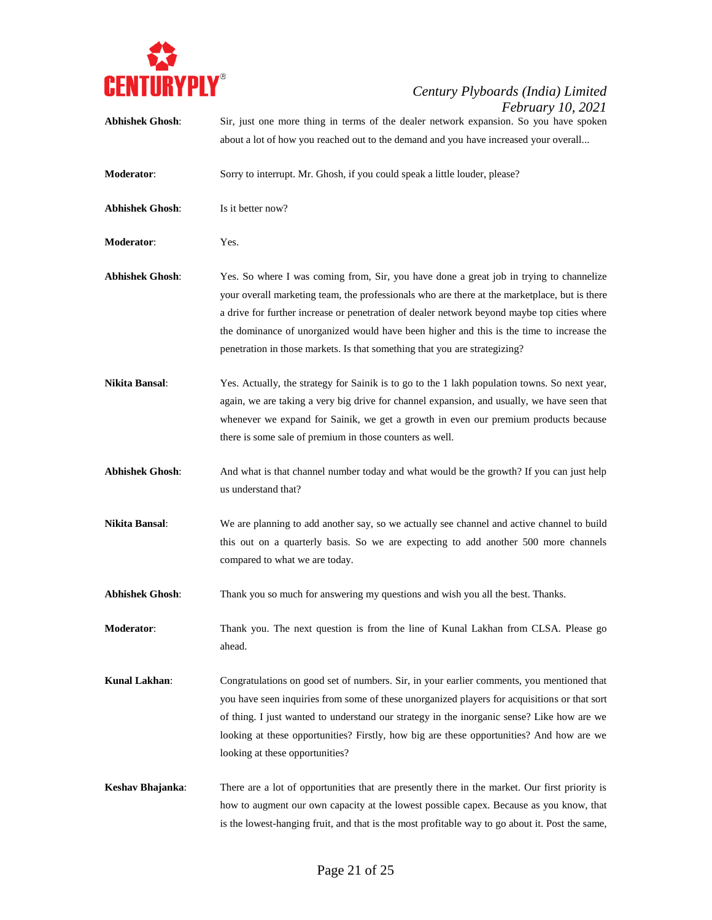**Abhishek Ghosh**: Sir, just one more thing in terms of the dealer network expansion. So you have spoken about a lot of how you reached out to the demand and you have increased your overall...

**Moderator**: Sorry to interrupt. Mr. Ghosh, if you could speak a little louder, please?

**Abhishek Ghosh**: Is it better now?

**Moderator**: Yes.

**Abhishek Ghosh**: Yes. So where I was coming from, Sir, you have done a great job in trying to channelize your overall marketing team, the professionals who are there at the marketplace, but is there a drive for further increase or penetration of dealer network beyond maybe top cities where the dominance of unorganized would have been higher and this is the time to increase the penetration in those markets. Is that something that you are strategizing?

**Nikita Bansal**: Yes. Actually, the strategy for Sainik is to go to the 1 lakh population towns. So next year, again, we are taking a very big drive for channel expansion, and usually, we have seen that whenever we expand for Sainik, we get a growth in even our premium products because there is some sale of premium in those counters as well.

**Abhishek Ghosh**: And what is that channel number today and what would be the growth? If you can just help us understand that?

**Nikita Bansal**: We are planning to add another say, so we actually see channel and active channel to build this out on a quarterly basis. So we are expecting to add another 500 more channels compared to what we are today.

**Abhishek Ghosh**: Thank you so much for answering my questions and wish you all the best. Thanks.

**Moderator**: Thank you. The next question is from the line of Kunal Lakhan from CLSA. Please go ahead.

**Kunal Lakhan**: Congratulations on good set of numbers. Sir, in your earlier comments, you mentioned that you have seen inquiries from some of these unorganized players for acquisitions or that sort of thing. I just wanted to understand our strategy in the inorganic sense? Like how are we looking at these opportunities? Firstly, how big are these opportunities? And how are we looking at these opportunities?

**Keshav Bhajanka**: There are a lot of opportunities that are presently there in the market. Our first priority is how to augment our own capacity at the lowest possible capex. Because as you know, that is the lowest-hanging fruit, and that is the most profitable way to go about it. Post the same,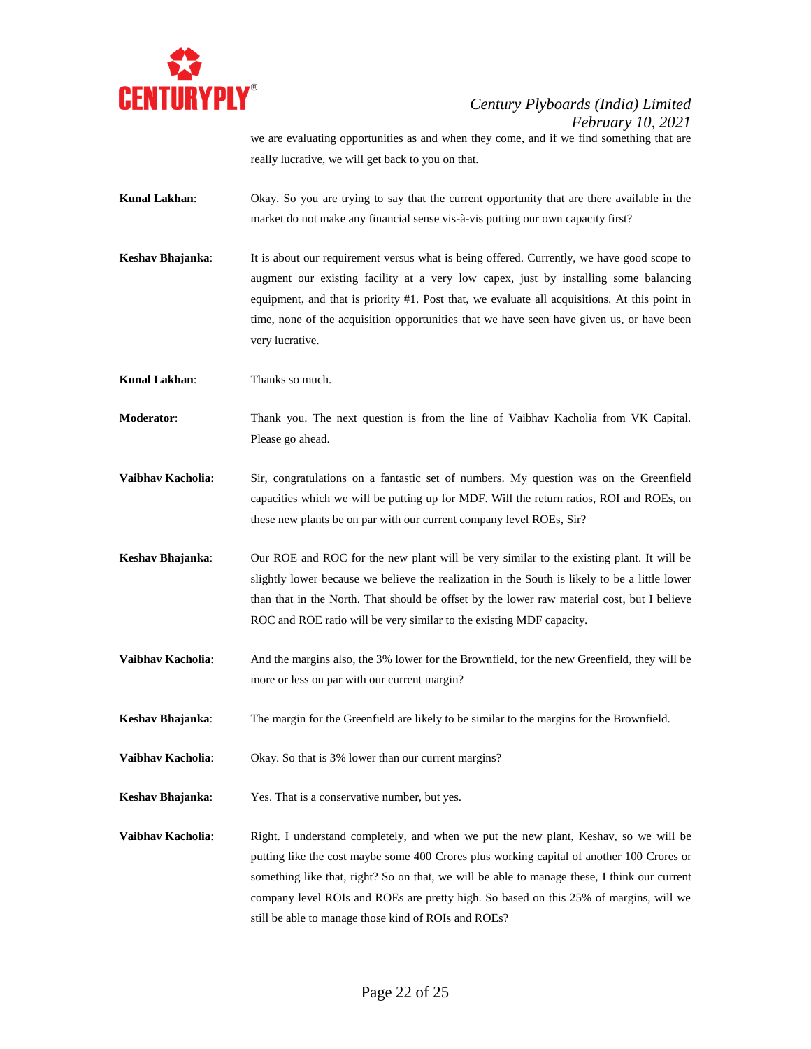we are evaluating opportunities as and when they come, and if we find something that are really lucrative, we will get back to you on that.

**Kunal Lakhan**: Okay. So you are trying to say that the current opportunity that are there available in the market do not make any financial sense vis-à-vis putting our own capacity first?

**Keshav Bhajanka**: It is about our requirement versus what is being offered. Currently, we have good scope to augment our existing facility at a very low capex, just by installing some balancing equipment, and that is priority #1. Post that, we evaluate all acquisitions. At this point in time, none of the acquisition opportunities that we have seen have given us, or have been very lucrative.

**Kunal Lakhan**: Thanks so much.

**Moderator**: Thank you. The next question is from the line of Vaibhav Kacholia from VK Capital. Please go ahead.

**Vaibhav Kacholia**: Sir, congratulations on a fantastic set of numbers. My question was on the Greenfield capacities which we will be putting up for MDF. Will the return ratios, ROI and ROEs, on these new plants be on par with our current company level ROEs, Sir?

**Keshav Bhajanka**: Our ROE and ROC for the new plant will be very similar to the existing plant. It will be slightly lower because we believe the realization in the South is likely to be a little lower than that in the North. That should be offset by the lower raw material cost, but I believe ROC and ROE ratio will be very similar to the existing MDF capacity.

**Vaibhav Kacholia**: And the margins also, the 3% lower for the Brownfield, for the new Greenfield, they will be more or less on par with our current margin?

**Keshav Bhajanka**: The margin for the Greenfield are likely to be similar to the margins for the Brownfield.

**Vaibhav Kacholia**: Okay. So that is 3% lower than our current margins?

**Keshav Bhajanka**: Yes. That is a conservative number, but yes.

**Vaibhav Kacholia**: Right. I understand completely, and when we put the new plant, Keshav, so we will be putting like the cost maybe some 400 Crores plus working capital of another 100 Crores or something like that, right? So on that, we will be able to manage these, I think our current company level ROIs and ROEs are pretty high. So based on this 25% of margins, will we still be able to manage those kind of ROIs and ROEs?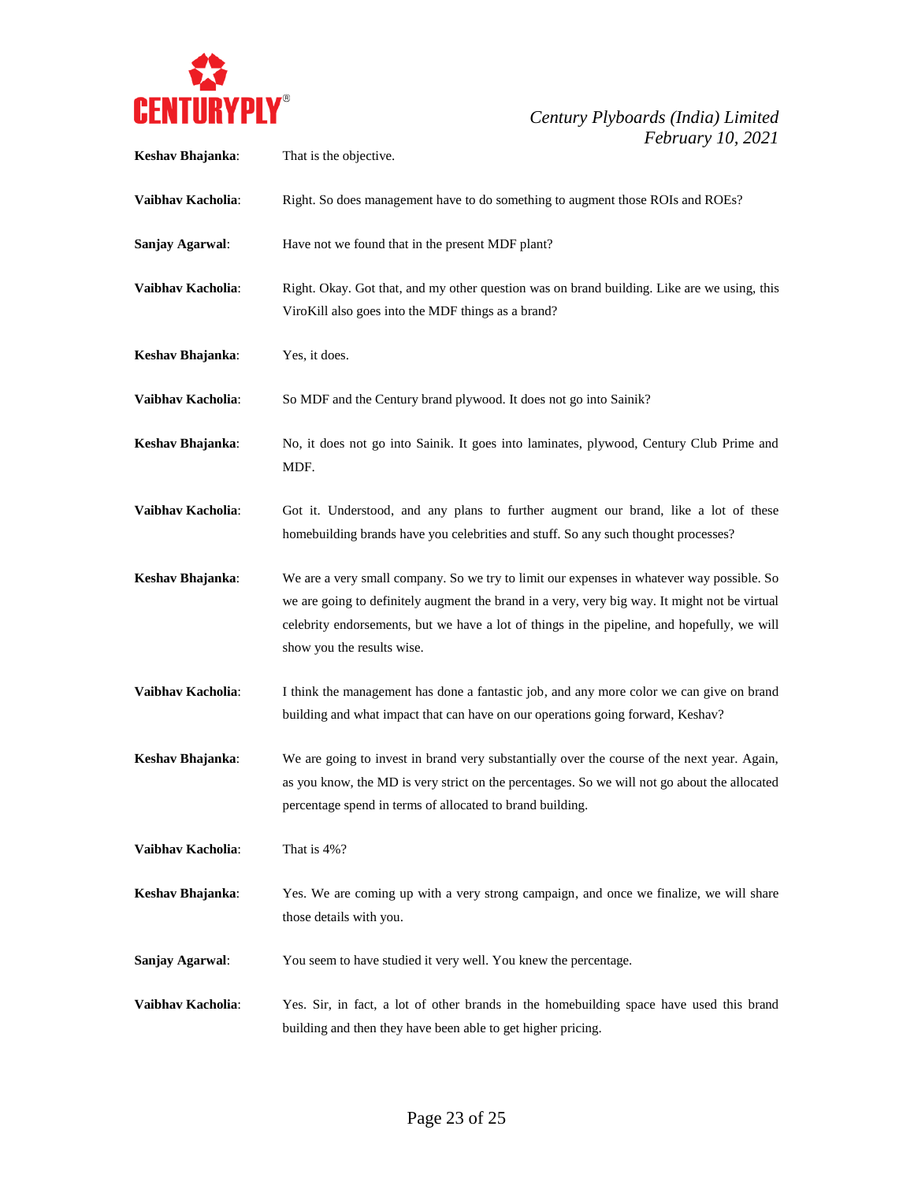**Keshav Bhajanka**: That is the objective.

**Vaibhav Kacholia**: Right. So does management have to do something to augment those ROIs and ROEs?

**Sanjay Agarwal**: Have not we found that in the present MDF plant?

**Vaibhav Kacholia**: Right. Okay. Got that, and my other question was on brand building. Like are we using, this ViroKill also goes into the MDF things as a brand?

**Keshav Bhajanka**: Yes, it does.

**Vaibhav Kacholia**: So MDF and the Century brand plywood. It does not go into Sainik?

**Keshav Bhajanka**: No, it does not go into Sainik. It goes into laminates, plywood, Century Club Prime and MDF.

**Vaibhav Kacholia**: Got it. Understood, and any plans to further augment our brand, like a lot of these homebuilding brands have you celebrities and stuff. So any such thought processes?

**Keshav Bhajanka**: We are a very small company. So we try to limit our expenses in whatever way possible. So we are going to definitely augment the brand in a very, very big way. It might not be virtual celebrity endorsements, but we have a lot of things in the pipeline, and hopefully, we will show you the results wise.

**Vaibhav Kacholia**: I think the management has done a fantastic job, and any more color we can give on brand building and what impact that can have on our operations going forward, Keshav?

**Keshav Bhajanka**: We are going to invest in brand very substantially over the course of the next year. Again, as you know, the MD is very strict on the percentages. So we will not go about the allocated percentage spend in terms of allocated to brand building.

**Vaibhav Kacholia**: That is 4%?

**Keshav Bhajanka**: Yes. We are coming up with a very strong campaign, and once we finalize, we will share those details with you.

**Sanjay Agarwal**: You seem to have studied it very well. You knew the percentage.

**Vaibhav Kacholia**: Yes. Sir, in fact, a lot of other brands in the homebuilding space have used this brand building and then they have been able to get higher pricing.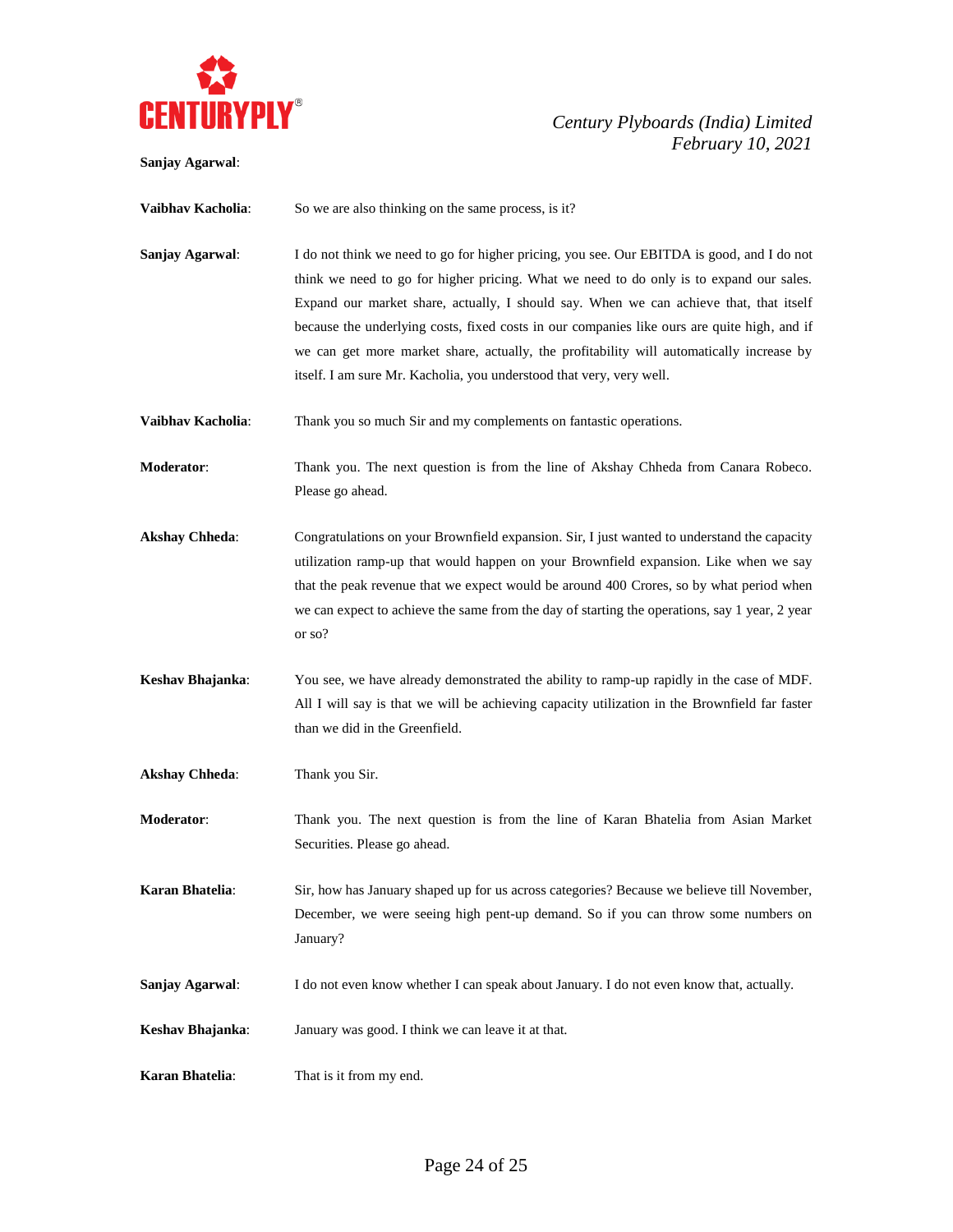**Sanjay Agarwal**:

**Vaibhav Kacholia**: So we are also thinking on the same process, is it?

**Sanjay Agarwal**: I do not think we need to go for higher pricing, you see. Our EBITDA is good, and I do not think we need to go for higher pricing. What we need to do only is to expand our sales. Expand our market share, actually, I should say. When we can achieve that, that itself because the underlying costs, fixed costs in our companies like ours are quite high, and if we can get more market share, actually, the profitability will automatically increase by itself. I am sure Mr. Kacholia, you understood that very, very well.

**Vaibhav Kacholia**: Thank you so much Sir and my complements on fantastic operations.

**Moderator**: Thank you. The next question is from the line of Akshay Chheda from Canara Robeco. Please go ahead.

**Akshay Chheda**: Congratulations on your Brownfield expansion. Sir, I just wanted to understand the capacity utilization ramp-up that would happen on your Brownfield expansion. Like when we say that the peak revenue that we expect would be around 400 Crores, so by what period when we can expect to achieve the same from the day of starting the operations, say 1 year, 2 year or so?

**Keshav Bhajanka**: You see, we have already demonstrated the ability to ramp-up rapidly in the case of MDF. All I will say is that we will be achieving capacity utilization in the Brownfield far faster than we did in the Greenfield.

**Akshay Chheda**: Thank you Sir.

**Moderator**: Thank you. The next question is from the line of Karan Bhatelia from Asian Market Securities. Please go ahead.

**Karan Bhatelia**: Sir, how has January shaped up for us across categories? Because we believe till November, December, we were seeing high pent-up demand. So if you can throw some numbers on January?

**Sanjay Agarwal**: I do not even know whether I can speak about January. I do not even know that, actually.

**Keshav Bhajanka**: January was good. I think we can leave it at that.

**Karan Bhatelia**: That is it from my end.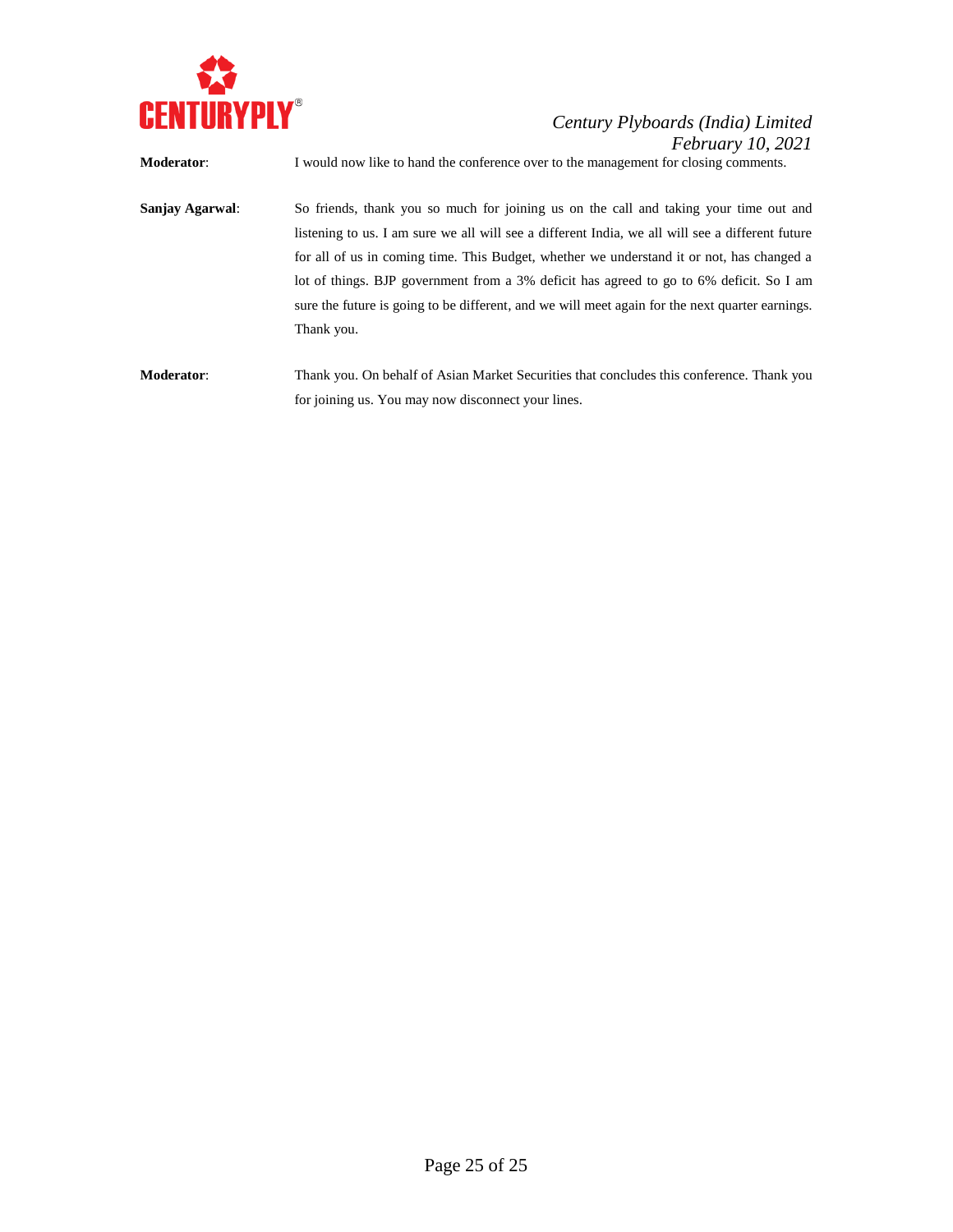**Moderator**: I would now like to hand the conference over to the management for closing comments.

**Sanjay Agarwal**: So friends, thank you so much for joining us on the call and taking your time out and listening to us. I am sure we all will see a different India, we all will see a different future for all of us in coming time. This Budget, whether we understand it or not, has changed a lot of things. BJP government from a 3% deficit has agreed to go to 6% deficit. So I am sure the future is going to be different, and we will meet again for the next quarter earnings. Thank you.

**Moderator**: Thank you. On behalf of Asian Market Securities that concludes this conference. Thank you for joining us. You may now disconnect your lines.